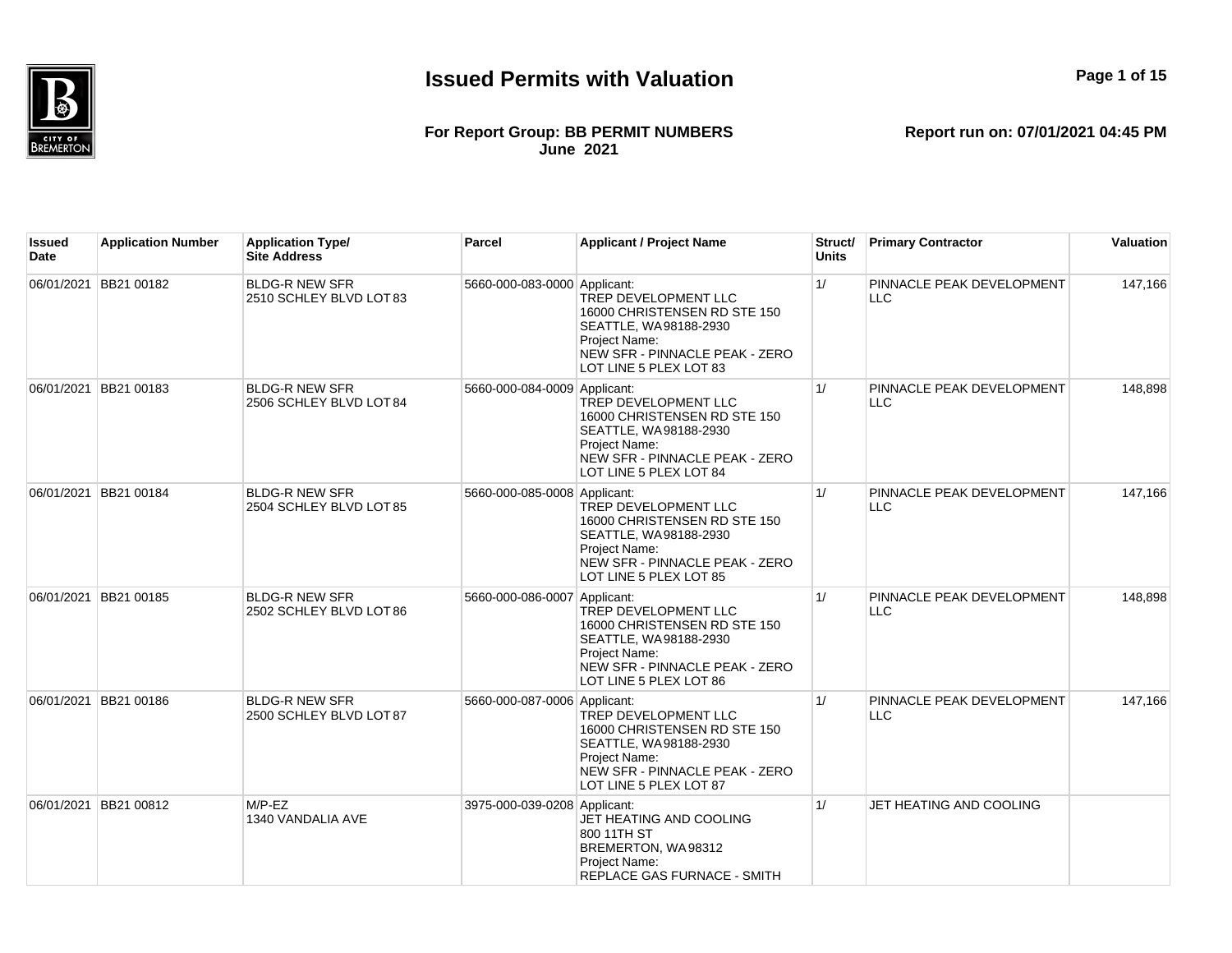# Issued Permits with Valuation

**For Report Group: BB PERMIT NUMBERS**
**June 2021**

**Report run on: 07/01/2021 04:45 PM**

| Issued Date | Application Number | Application Type/ Site Address | Parcel | Applicant / Project Name | Struct/ Units | Primary Contractor | Valuation |
|---|---|---|---|---|---|---|---|
| 06/01/2021 | BB21 00182 | BLDG-R NEW SFR<br>2510 SCHLEY BLVD LOT 83 | 5660-000-083-0000 | Applicant:<br>TREP DEVELOPMENT LLC<br>16000 CHRISTENSEN RD STE 150<br>SEATTLE, WA 98188-2930<br>Project Name:<br>NEW SFR - PINNACLE PEAK - ZERO LOT LINE 5 PLEX LOT 83 | 1/ | PINNACLE PEAK DEVELOPMENT LLC | 147,166 |
| 06/01/2021 | BB21 00183 | BLDG-R NEW SFR<br>2506 SCHLEY BLVD LOT 84 | 5660-000-084-0009 | Applicant:<br>TREP DEVELOPMENT LLC<br>16000 CHRISTENSEN RD STE 150<br>SEATTLE, WA 98188-2930<br>Project Name:<br>NEW SFR - PINNACLE PEAK - ZERO LOT LINE 5 PLEX LOT 84 | 1/ | PINNACLE PEAK DEVELOPMENT LLC | 148,898 |
| 06/01/2021 | BB21 00184 | BLDG-R NEW SFR<br>2504 SCHLEY BLVD LOT 85 | 5660-000-085-0008 | Applicant:<br>TREP DEVELOPMENT LLC<br>16000 CHRISTENSEN RD STE 150<br>SEATTLE, WA 98188-2930<br>Project Name:<br>NEW SFR - PINNACLE PEAK - ZERO LOT LINE 5 PLEX LOT 85 | 1/ | PINNACLE PEAK DEVELOPMENT LLC | 147,166 |
| 06/01/2021 | BB21 00185 | BLDG-R NEW SFR<br>2502 SCHLEY BLVD LOT 86 | 5660-000-086-0007 | Applicant:<br>TREP DEVELOPMENT LLC<br>16000 CHRISTENSEN RD STE 150<br>SEATTLE, WA 98188-2930<br>Project Name:<br>NEW SFR - PINNACLE PEAK - ZERO LOT LINE 5 PLEX LOT 86 | 1/ | PINNACLE PEAK DEVELOPMENT LLC | 148,898 |
| 06/01/2021 | BB21 00186 | BLDG-R NEW SFR<br>2500 SCHLEY BLVD LOT 87 | 5660-000-087-0006 | Applicant:<br>TREP DEVELOPMENT LLC<br>16000 CHRISTENSEN RD STE 150<br>SEATTLE, WA 98188-2930<br>Project Name:<br>NEW SFR - PINNACLE PEAK - ZERO LOT LINE 5 PLEX LOT 87 | 1/ | PINNACLE PEAK DEVELOPMENT LLC | 147,166 |
| 06/01/2021 | BB21 00812 | M/P-EZ<br>1340 VANDALIA AVE | 3975-000-039-0208 | Applicant:<br>JET HEATING AND COOLING<br>800 11TH ST<br>BREMERTON, WA 98312<br>Project Name:<br>REPLACE GAS FURNACE - SMITH | 1/ | JET HEATING AND COOLING | |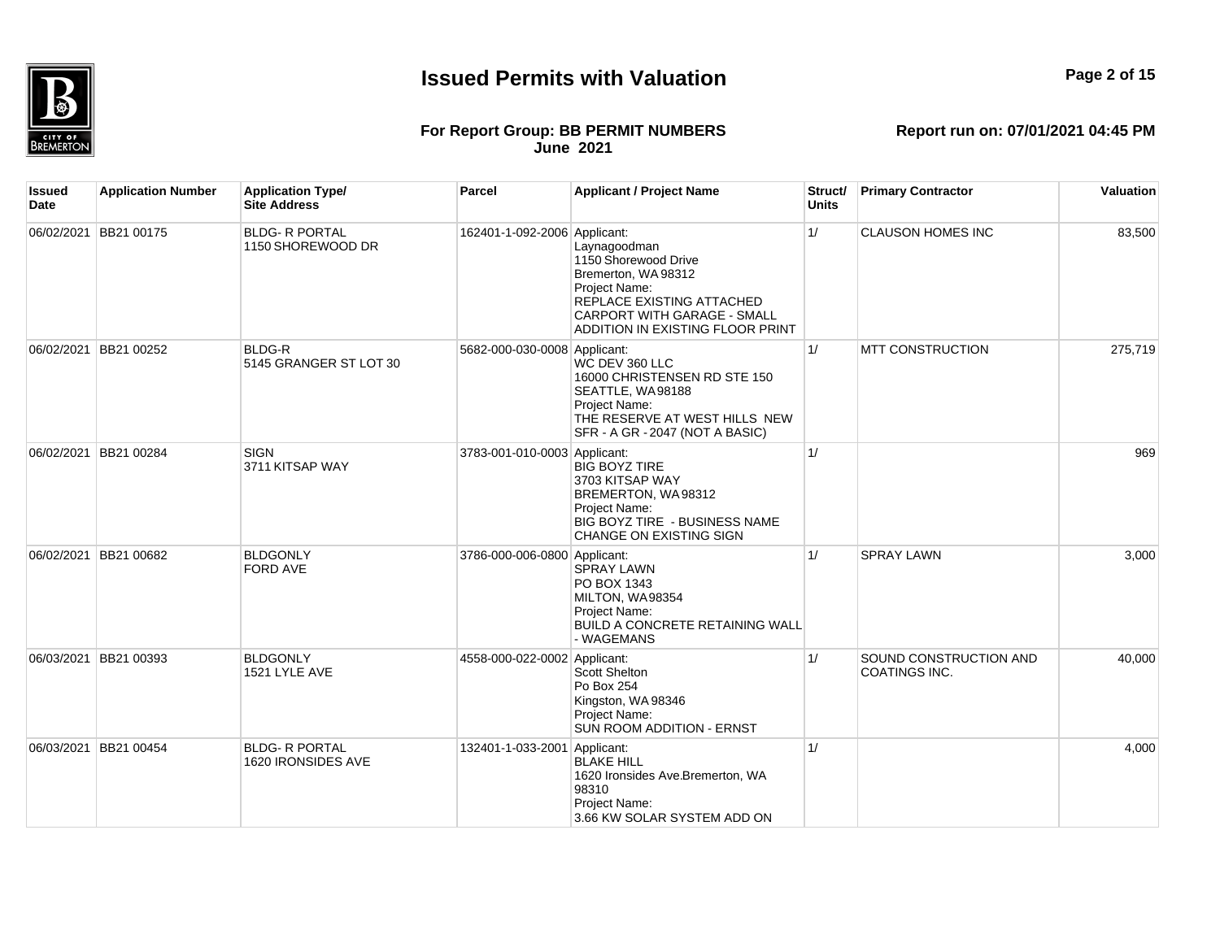# Issued Permits with Valuation

**For Report Group: BB PERMIT NUMBERS**
**June 2021**

**Report run on: 07/01/2021 04:45 PM**

| Issued Date | Application Number | Application Type/ Site Address | Parcel | Applicant / Project Name | Struct/ Units | Primary Contractor | Valuation |
|---|---|---|---|---|---|---|---|
| 06/02/2021 | BB21 00175 | BLDG- R PORTAL<br>1150 SHOREWOOD DR | 162401-1-092-2006 | Applicant:<br>Laynagoodman<br>1150 Shorewood Drive<br>Bremerton, WA 98312<br>Project Name:<br>REPLACE EXISTING ATTACHED CARPORT WITH GARAGE - SMALL ADDITION IN EXISTING FLOOR PRINT | 1/ | CLAUSON HOMES INC | 83,500 |
| 06/02/2021 | BB21 00252 | BLDG-R<br>5145 GRANGER ST LOT 30 | 5682-000-030-0008 | Applicant:<br>WC DEV 360 LLC<br>16000 CHRISTENSEN RD STE 150<br>SEATTLE, WA 98188<br>Project Name:<br>THE RESERVE AT WEST HILLS NEW SFR - A GR - 2047 (NOT A BASIC) | 1/ | MTT CONSTRUCTION | 275,719 |
| 06/02/2021 | BB21 00284 | SIGN<br>3711 KITSAP WAY | 3783-001-010-0003 | Applicant:<br>BIG BOYZ TIRE<br>3703 KITSAP WAY<br>BREMERTON, WA 98312<br>Project Name:<br>BIG BOYZ TIRE - BUSINESS NAME CHANGE ON EXISTING SIGN | 1/ | | 969 |
| 06/02/2021 | BB21 00682 | BLDGONLY<br>FORD AVE | 3786-000-006-0800 | Applicant:<br>SPRAY LAWN<br>PO BOX 1343<br>MILTON, WA 98354<br>Project Name:<br>BUILD A CONCRETE RETAINING WALL - WAGEMANS | 1/ | SPRAY LAWN | 3,000 |
| 06/03/2021 | BB21 00393 | BLDGONLY<br>1521 LYLE AVE | 4558-000-022-0002 | Applicant:<br>Scott Shelton<br>Po Box 254<br>Kingston, WA 98346<br>Project Name:<br>SUN ROOM ADDITION - ERNST | 1/ | SOUND CONSTRUCTION AND COATINGS INC. | 40,000 |
| 06/03/2021 | BB21 00454 | BLDG- R PORTAL<br>1620 IRONSIDES AVE | 132401-1-033-2001 | Applicant:<br>BLAKE HILL<br>1620 Ironsides Ave.Bremerton, WA 98310<br>Project Name:<br>3.66 KW SOLAR SYSTEM ADD ON | 1/ | | 4,000 |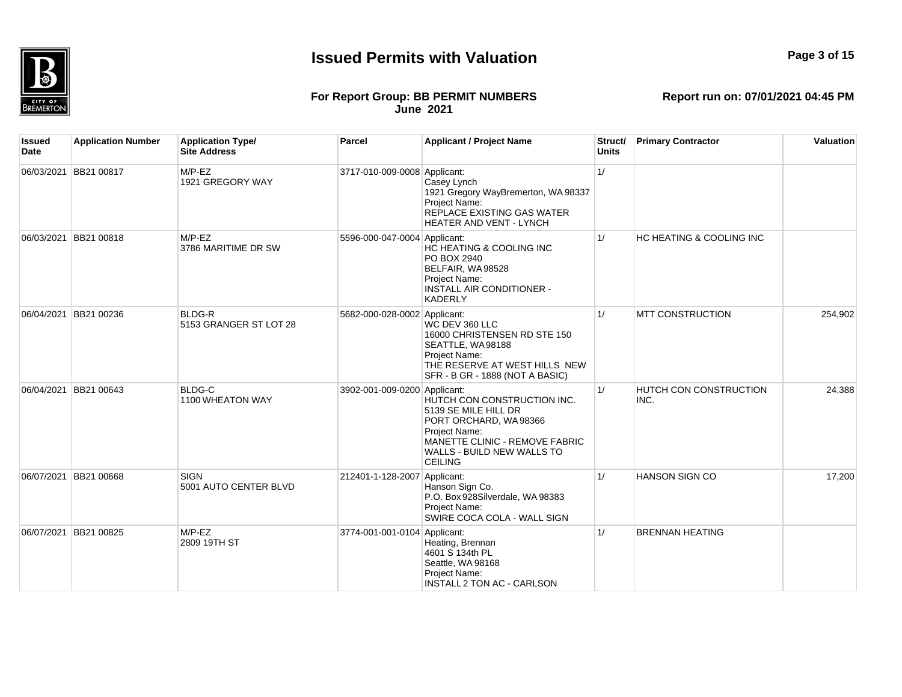# Issued Permits with Valuation

**For Report Group: BB PERMIT NUMBERS**
**June 2021**

**Report run on: 07/01/2021 04:45 PM**

| Issued Date | Application Number | Application Type/ Site Address | Parcel | Applicant / Project Name | Struct/ Units | Primary Contractor | Valuation |
|---|---|---|---|---|---|---|---|
| 06/03/2021 | BB21 00817 | M/P-EZ<br>1921 GREGORY WAY | 3717-010-009-0008 | Applicant:<br>Casey Lynch<br>1921 Gregory WayBremerton, WA 98337<br>Project Name:<br>REPLACE EXISTING GAS WATER HEATER AND VENT - LYNCH | 1/ | | |
| 06/03/2021 | BB21 00818 | M/P-EZ<br>3786 MARITIME DR SW | 5596-000-047-0004 | Applicant:<br>HC HEATING & COOLING INC<br>PO BOX 2940<br>BELFAIR, WA 98528<br>Project Name:<br>INSTALL AIR CONDITIONER - KADERLY | 1/ | HC HEATING & COOLING INC | |
| 06/04/2021 | BB21 00236 | BLDG-R<br>5153 GRANGER ST LOT 28 | 5682-000-028-0002 | Applicant:<br>WC DEV 360 LLC<br>16000 CHRISTENSEN RD STE 150<br>SEATTLE, WA 98188<br>Project Name:<br>THE RESERVE AT WEST HILLS NEW SFR - B GR - 1888 (NOT A BASIC) | 1/ | MTT CONSTRUCTION | 254,902 |
| 06/04/2021 | BB21 00643 | BLDG-C<br>1100 WHEATON WAY | 3902-001-009-0200 | Applicant:<br>HUTCH CON CONSTRUCTION INC.<br>5139 SE MILE HILL DR<br>PORT ORCHARD, WA 98366<br>Project Name:<br>MANETTE CLINIC - REMOVE FABRIC WALLS - BUILD NEW WALLS TO CEILING | 1/ | HUTCH CON CONSTRUCTION INC. | 24,388 |
| 06/07/2021 | BB21 00668 | SIGN<br>5001 AUTO CENTER BLVD | 212401-1-128-2007 | Applicant:<br>Hanson Sign Co.<br>P.O. Box 928Silverdale, WA 98383<br>Project Name:<br>SWIRE COCA COLA - WALL SIGN | 1/ | HANSON SIGN CO | 17,200 |
| 06/07/2021 | BB21 00825 | M/P-EZ<br>2809 19TH ST | 3774-001-001-0104 | Applicant:<br>Heating, Brennan<br>4601 S 134th PL<br>Seattle, WA 98168<br>Project Name:<br>INSTALL 2 TON AC - CARLSON | 1/ | BRENNAN HEATING | |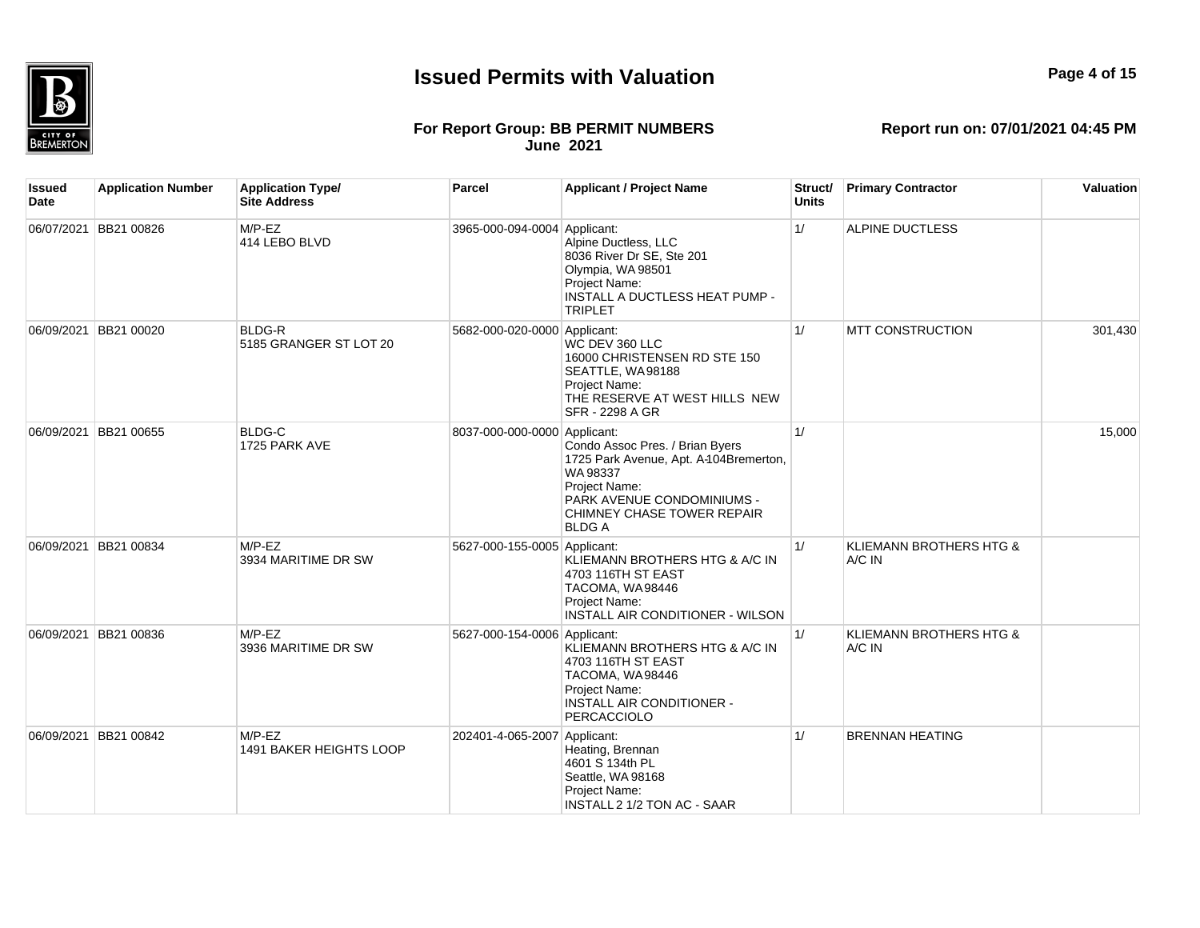# Issued Permits with Valuation

**For Report Group: BB PERMIT NUMBERS**
**June 2021**

**Report run on: 07/01/2021 04:45 PM**

| Issued Date | Application Number | Application Type/ Site Address | Parcel | Applicant / Project Name | Struct/ Units | Primary Contractor | Valuation |
|---|---|---|---|---|---|---|---|
| 06/07/2021 | BB21 00826 | M/P-EZ<br>414 LEBO BLVD | 3965-000-094-0004 | Applicant:<br>Alpine Ductless, LLC<br>8036 River Dr SE, Ste 201<br>Olympia, WA 98501<br>Project Name:<br>INSTALL A DUCTLESS HEAT PUMP - TRIPLET | 1/ | ALPINE DUCTLESS | |
| 06/09/2021 | BB21 00020 | BLDG-R<br>5185 GRANGER ST LOT 20 | 5682-000-020-0000 | Applicant:<br>WC DEV 360 LLC<br>16000 CHRISTENSEN RD STE 150<br>SEATTLE, WA 98188<br>Project Name:<br>THE RESERVE AT WEST HILLS NEW SFR - 2298 A GR | 1/ | MTT CONSTRUCTION | 301,430 |
| 06/09/2021 | BB21 00655 | BLDG-C<br>1725 PARK AVE | 8037-000-000-0000 | Applicant:<br>Condo Assoc Pres. / Brian Byers<br>1725 Park Avenue, Apt. A-104Bremerton, WA 98337<br>Project Name:<br>PARK AVENUE CONDOMINIUMS - CHIMNEY CHASE TOWER REPAIR BLDG A | 1/ | | 15,000 |
| 06/09/2021 | BB21 00834 | M/P-EZ<br>3934 MARITIME DR SW | 5627-000-155-0005 | Applicant:<br>KLIEMANN BROTHERS HTG & A/C IN<br>4703 116TH ST EAST<br>TACOMA, WA 98446<br>Project Name:<br>INSTALL AIR CONDITIONER - WILSON | 1/ | KLIEMANN BROTHERS HTG & A/C IN | |
| 06/09/2021 | BB21 00836 | M/P-EZ<br>3936 MARITIME DR SW | 5627-000-154-0006 | Applicant:<br>KLIEMANN BROTHERS HTG & A/C IN<br>4703 116TH ST EAST<br>TACOMA, WA 98446<br>Project Name:<br>INSTALL AIR CONDITIONER - PERCACCIOLO | 1/ | KLIEMANN BROTHERS HTG & A/C IN | |
| 06/09/2021 | BB21 00842 | M/P-EZ<br>1491 BAKER HEIGHTS LOOP | 202401-4-065-2007 | Applicant:<br>Heating, Brennan<br>4601 S 134th PL<br>Seattle, WA 98168<br>Project Name:<br>INSTALL 2 1/2 TON AC - SAAR | 1/ | BRENNAN HEATING | |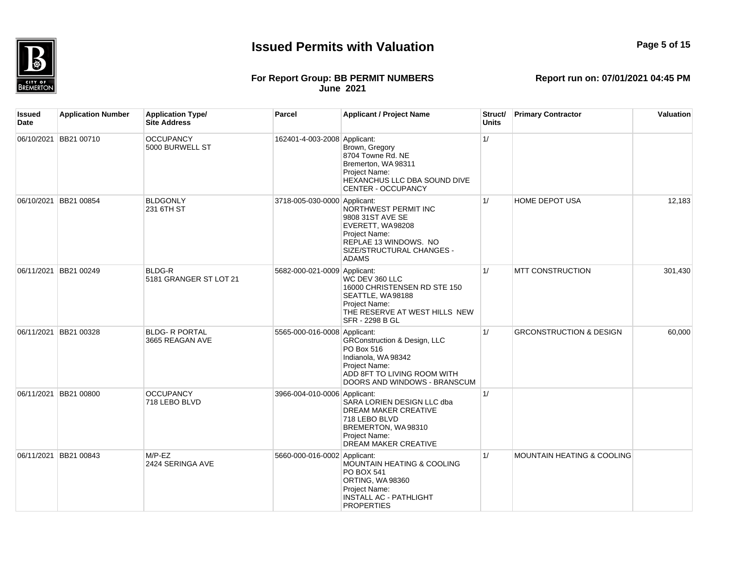# Issued Permits with Valuation

**For Report Group: BB PERMIT NUMBERS**
**June 2021**

**Report run on: 07/01/2021 04:45 PM**

| Issued Date | Application Number | Application Type/ Site Address | Parcel | Applicant / Project Name | Struct/ Units | Primary Contractor | Valuation |
|---|---|---|---|---|---|---|---|
| 06/10/2021 | BB21 00710 | OCCUPANCY<br>5000 BURWELL ST | 162401-4-003-2008 | Applicant:<br>Brown, Gregory<br>8704 Towne Rd. NE<br>Bremerton, WA 98311<br>Project Name:<br>HEXANCHUS LLC DBA SOUND DIVE CENTER - OCCUPANCY | 1/ | | |
| 06/10/2021 | BB21 00854 | BLDGONLY<br>231 6TH ST | 3718-005-030-0000 | Applicant:<br>NORTHWEST PERMIT INC<br>9808 31ST AVE SE<br>EVERETT, WA 98208<br>Project Name:<br>REPLAE 13 WINDOWS. NO SIZE/STRUCTURAL CHANGES - ADAMS | 1/ | HOME DEPOT USA | 12,183 |
| 06/11/2021 | BB21 00249 | BLDG-R<br>5181 GRANGER ST LOT 21 | 5682-000-021-0009 | Applicant:<br>WC DEV 360 LLC<br>16000 CHRISTENSEN RD STE 150<br>SEATTLE, WA 98188<br>Project Name:<br>THE RESERVE AT WEST HILLS NEW SFR - 2298 B GL | 1/ | MTT CONSTRUCTION | 301,430 |
| 06/11/2021 | BB21 00328 | BLDG- R PORTAL<br>3665 REAGAN AVE | 5565-000-016-0008 | Applicant:<br>GRConstruction & Design, LLC<br>PO Box 516<br>Indianola, WA 98342<br>Project Name:<br>ADD 8FT TO LIVING ROOM WITH DOORS AND WINDOWS - BRANSCUM | 1/ | GRCONSTRUCTION & DESIGN | 60,000 |
| 06/11/2021 | BB21 00800 | OCCUPANCY<br>718 LEBO BLVD | 3966-004-010-0006 | Applicant:<br>SARA LORIEN DESIGN LLC dba DREAM MAKER CREATIVE<br>718 LEBO BLVD<br>BREMERTON, WA 98310<br>Project Name:<br>DREAM MAKER CREATIVE | 1/ | | |
| 06/11/2021 | BB21 00843 | M/P-EZ<br>2424 SERINGA AVE | 5660-000-016-0002 | Applicant:<br>MOUNTAIN HEATING & COOLING<br>PO BOX 541<br>ORTING, WA 98360<br>Project Name:<br>INSTALL AC - PATHLIGHT PROPERTIES | 1/ | MOUNTAIN HEATING & COOLING | |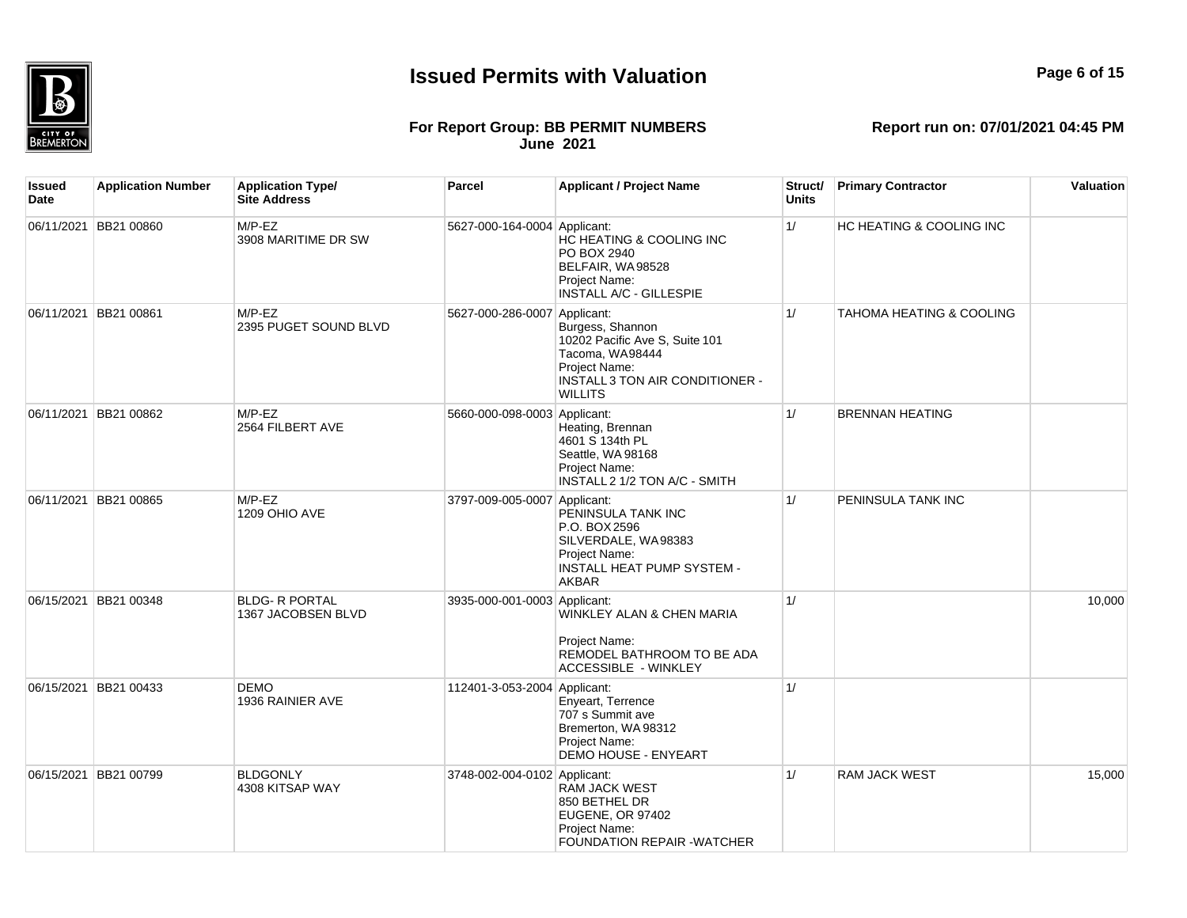# Issued Permits with Valuation

**For Report Group: BB PERMIT NUMBERS**
**June 2021**

**Report run on: 07/01/2021 04:45 PM**

| Issued Date | Application Number | Application Type/ Site Address | Parcel | Applicant / Project Name | Struct/ Units | Primary Contractor | Valuation |
|---|---|---|---|---|---|---|---|
| 06/11/2021 | BB21 00860 | M/P-EZ<br>3908 MARITIME DR SW | 5627-000-164-0004 | Applicant:<br>HC HEATING & COOLING INC<br>PO BOX 2940<br>BELFAIR, WA 98528<br>Project Name:<br>INSTALL A/C - GILLESPIE | 1/ | HC HEATING & COOLING INC | |
| 06/11/2021 | BB21 00861 | M/P-EZ<br>2395 PUGET SOUND BLVD | 5627-000-286-0007 | Applicant:<br>Burgess, Shannon<br>10202 Pacific Ave S, Suite 101<br>Tacoma, WA 98444<br>Project Name:<br>INSTALL 3 TON AIR CONDITIONER - WILLITS | 1/ | TAHOMA HEATING & COOLING | |
| 06/11/2021 | BB21 00862 | M/P-EZ<br>2564 FILBERT AVE | 5660-000-098-0003 | Applicant:<br>Heating, Brennan<br>4601 S 134th PL<br>Seattle, WA 98168<br>Project Name:<br>INSTALL 2 1/2 TON A/C - SMITH | 1/ | BRENNAN HEATING | |
| 06/11/2021 | BB21 00865 | M/P-EZ<br>1209 OHIO AVE | 3797-009-005-0007 | Applicant:<br>PENINSULA TANK INC<br>P.O. BOX 2596<br>SILVERDALE, WA 98383<br>Project Name:<br>INSTALL HEAT PUMP SYSTEM - AKBAR | 1/ | PENINSULA TANK INC | |
| 06/15/2021 | BB21 00348 | BLDG- R PORTAL<br>1367 JACOBSEN BLVD | 3935-000-001-0003 | Applicant:<br>WINKLEY ALAN & CHEN MARIA<br><br>Project Name:<br>REMODEL BATHROOM TO BE ADA ACCESSIBLE - WINKLEY | 1/ | | 10,000 |
| 06/15/2021 | BB21 00433 | DEMO<br>1936 RAINIER AVE | 112401-3-053-2004 | Applicant:<br>Enyeart, Terrence<br>707 s Summit ave<br>Bremerton, WA 98312<br>Project Name:<br>DEMO HOUSE - ENYEART | 1/ | | |
| 06/15/2021 | BB21 00799 | BLDGONLY<br>4308 KITSAP WAY | 3748-002-004-0102 | Applicant:<br>RAM JACK WEST<br>850 BETHEL DR<br>EUGENE, OR 97402<br>Project Name:<br>FOUNDATION REPAIR -WATCHER | 1/ | RAM JACK WEST | 15,000 |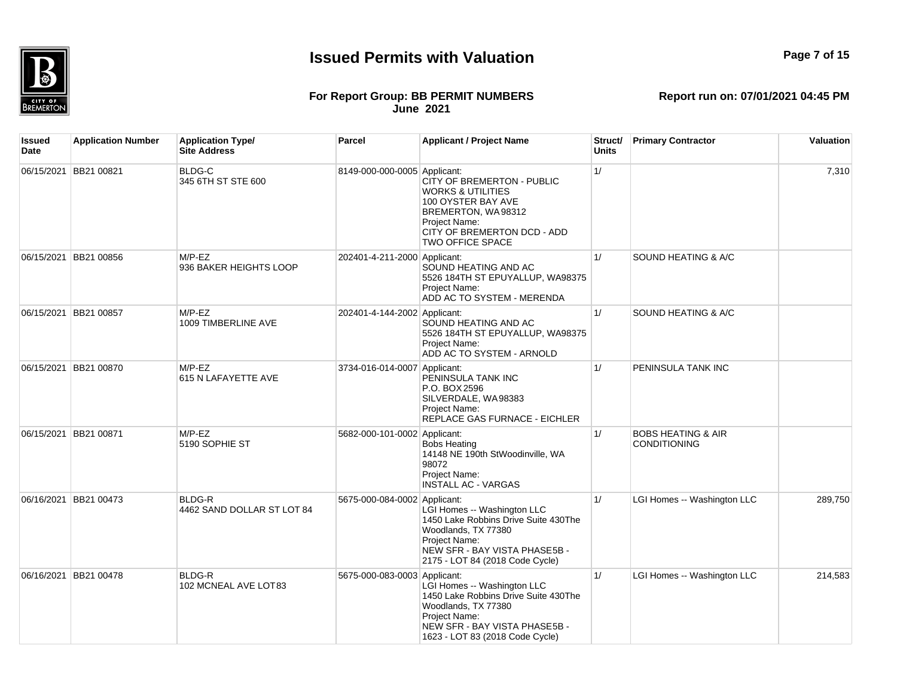# Issued Permits with Valuation

**For Report Group: BB PERMIT NUMBERS**
**June 2021**

**Report run on: 07/01/2021 04:45 PM**

| Issued Date | Application Number | Application Type/ Site Address | Parcel | Applicant / Project Name | Struct/ Units | Primary Contractor | Valuation |
|---|---|---|---|---|---|---|---|
| 06/15/2021 | BB21 00821 | BLDG-C<br>345 6TH ST STE 600 | 8149-000-000-0005 | Applicant:<br>CITY OF BREMERTON - PUBLIC WORKS & UTILITIES<br>100 OYSTER BAY AVE<br>BREMERTON, WA 98312<br>Project Name:<br>CITY OF BREMERTON DCD - ADD TWO OFFICE SPACE | 1/ | | 7,310 |
| 06/15/2021 | BB21 00856 | M/P-EZ<br>936 BAKER HEIGHTS LOOP | 202401-4-211-2000 | Applicant:<br>SOUND HEATING AND AC<br>5526 184TH ST EPUYALLUP, WA98375<br>Project Name:<br>ADD AC TO SYSTEM - MERENDA | 1/ | SOUND HEATING & A/C | |
| 06/15/2021 | BB21 00857 | M/P-EZ<br>1009 TIMBERLINE AVE | 202401-4-144-2002 | Applicant:<br>SOUND HEATING AND AC<br>5526 184TH ST EPUYALLUP, WA98375<br>Project Name:<br>ADD AC TO SYSTEM - ARNOLD | 1/ | SOUND HEATING & A/C | |
| 06/15/2021 | BB21 00870 | M/P-EZ<br>615 N LAFAYETTE AVE | 3734-016-014-0007 | Applicant:<br>PENINSULA TANK INC<br>P.O. BOX 2596<br>SILVERDALE, WA 98383<br>Project Name:<br>REPLACE GAS FURNACE - EICHLER | 1/ | PENINSULA TANK INC | |
| 06/15/2021 | BB21 00871 | M/P-EZ<br>5190 SOPHIE ST | 5682-000-101-0002 | Applicant:<br>Bobs Heating<br>14148 NE 190th StWoodinville, WA 98072<br>Project Name:<br>INSTALL AC - VARGAS | 1/ | BOBS HEATING & AIR CONDITIONING | |
| 06/16/2021 | BB21 00473 | BLDG-R<br>4462 SAND DOLLAR ST LOT 84 | 5675-000-084-0002 | Applicant:<br>LGI Homes -- Washington LLC<br>1450 Lake Robbins Drive Suite 430The Woodlands, TX 77380<br>Project Name:<br>NEW SFR - BAY VISTA PHASE5B - 2175 - LOT 84 (2018 Code Cycle) | 1/ | LGI Homes -- Washington LLC | 289,750 |
| 06/16/2021 | BB21 00478 | BLDG-R<br>102 MCNEAL AVE LOT 83 | 5675-000-083-0003 | Applicant:<br>LGI Homes -- Washington LLC<br>1450 Lake Robbins Drive Suite 430The Woodlands, TX 77380<br>Project Name:<br>NEW SFR - BAY VISTA PHASE5B - 1623 - LOT 83 (2018 Code Cycle) | 1/ | LGI Homes -- Washington LLC | 214,583 |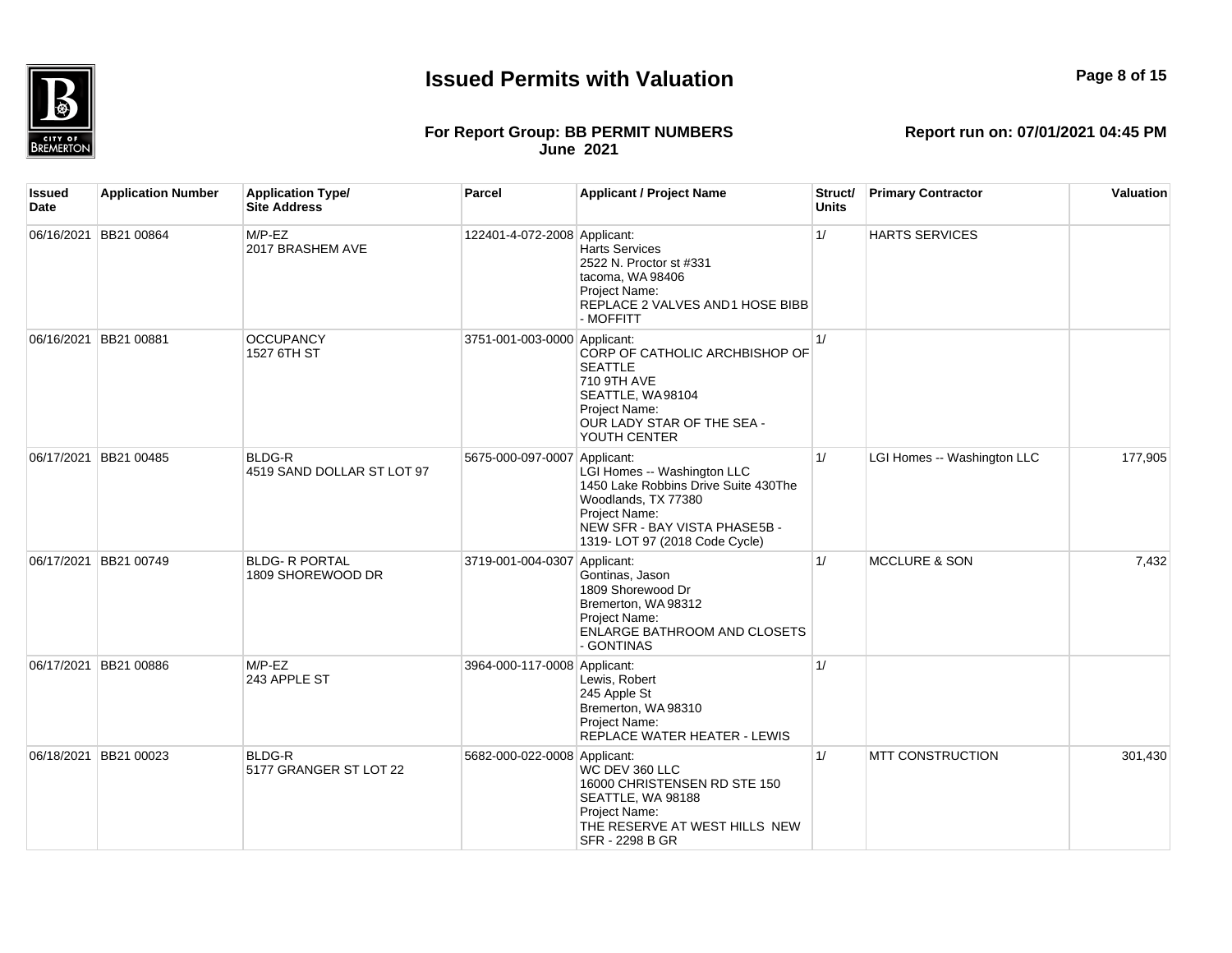# Issued Permits with Valuation

**For Report Group: BB PERMIT NUMBERS**
**June 2021**

**Report run on: 07/01/2021 04:45 PM**

| Issued Date | Application Number | Application Type/ Site Address | Parcel | Applicant / Project Name | Struct/ Units | Primary Contractor | Valuation |
|---|---|---|---|---|---|---|---|
| 06/16/2021 | BB21 00864 | M/P-EZ<br>2017 BRASHEM AVE | 122401-4-072-2008 | Applicant:<br>Harts Services<br>2522 N. Proctor st #331<br>tacoma, WA 98406<br>Project Name:<br>REPLACE 2 VALVES AND1 HOSE BIBB - MOFFITT | 1/ | HARTS SERVICES | |
| 06/16/2021 | BB21 00881 | OCCUPANCY<br>1527 6TH ST | 3751-001-003-0000 | Applicant:<br>CORP OF CATHOLIC ARCHBISHOP OF SEATTLE<br>710 9TH AVE<br>SEATTLE, WA 98104<br>Project Name:<br>OUR LADY STAR OF THE SEA - YOUTH CENTER | 1/ | | |
| 06/17/2021 | BB21 00485 | BLDG-R<br>4519 SAND DOLLAR ST LOT 97 | 5675-000-097-0007 | Applicant:<br>LGI Homes -- Washington LLC<br>1450 Lake Robbins Drive Suite 430The Woodlands, TX 77380<br>Project Name:<br>NEW SFR - BAY VISTA PHASE5B - 1319- LOT 97 (2018 Code Cycle) | 1/ | LGI Homes -- Washington LLC | 177,905 |
| 06/17/2021 | BB21 00749 | BLDG- R PORTAL<br>1809 SHOREWOOD DR | 3719-001-004-0307 | Applicant:<br>Gontinas, Jason<br>1809 Shorewood Dr<br>Bremerton, WA 98312<br>Project Name:<br>ENLARGE BATHROOM AND CLOSETS - GONTINAS | 1/ | MCCLURE & SON | 7,432 |
| 06/17/2021 | BB21 00886 | M/P-EZ<br>243 APPLE ST | 3964-000-117-0008 | Applicant:<br>Lewis, Robert<br>245 Apple St<br>Bremerton, WA 98310<br>Project Name:<br>REPLACE WATER HEATER - LEWIS | 1/ | | |
| 06/18/2021 | BB21 00023 | BLDG-R<br>5177 GRANGER ST LOT 22 | 5682-000-022-0008 | Applicant:<br>WC DEV 360 LLC<br>16000 CHRISTENSEN RD STE 150<br>SEATTLE, WA 98188<br>Project Name:<br>THE RESERVE AT WEST HILLS NEW SFR - 2298 B GR | 1/ | MTT CONSTRUCTION | 301,430 |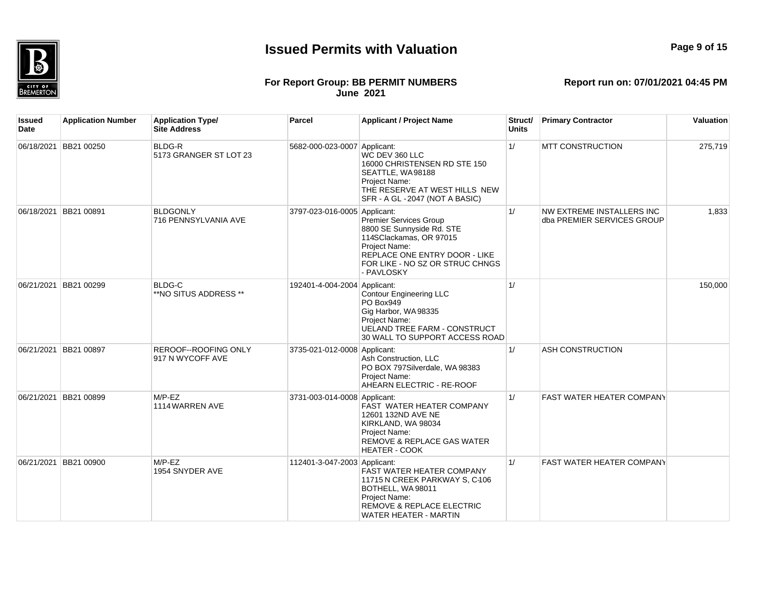# Issued Permits with Valuation

**For Report Group: BB PERMIT NUMBERS**
**June 2021**

**Report run on: 07/01/2021 04:45 PM**

| Issued Date | Application Number | Application Type/ Site Address | Parcel | Applicant / Project Name | Struct/ Units | Primary Contractor | Valuation |
|---|---|---|---|---|---|---|---|
| 06/18/2021 | BB21 00250 | BLDG-R<br>5173 GRANGER ST LOT 23 | 5682-000-023-0007 | Applicant:<br>WC DEV 360 LLC<br>16000 CHRISTENSEN RD STE 150<br>SEATTLE, WA 98188<br>Project Name:<br>THE RESERVE AT WEST HILLS NEW SFR - A GL - 2047 (NOT A BASIC) | 1/ | MTT CONSTRUCTION | 275,719 |
| 06/18/2021 | BB21 00891 | BLDGONLY<br>716 PENNSYLVANIA AVE | 3797-023-016-0005 | Applicant:<br>Premier Services Group<br>8800 SE Sunnyside Rd. STE 114SClackamas, OR 97015<br>Project Name:<br>REPLACE ONE ENTRY DOOR - LIKE FOR LIKE - NO SZ OR STRUC CHNGS - PAVLOSKY | 1/ | NW EXTREME INSTALLERS INC dba PREMIER SERVICES GROUP | 1,833 |
| 06/21/2021 | BB21 00299 | BLDG-C<br>**NO SITUS ADDRESS ** | 192401-4-004-2004 | Applicant:<br>Contour Engineering LLC<br>PO Box949<br>Gig Harbor, WA 98335<br>Project Name:<br>UELAND TREE FARM - CONSTRUCT 30 WALL TO SUPPORT ACCESS ROAD | 1/ | | 150,000 |
| 06/21/2021 | BB21 00897 | REROOF--ROOFING ONLY<br>917 N WYCOFF AVE | 3735-021-012-0008 | Applicant:<br>Ash Construction, LLC<br>PO BOX 797Silverdale, WA 98383<br>Project Name:<br>AHEARN ELECTRIC - RE-ROOF | 1/ | ASH CONSTRUCTION | |
| 06/21/2021 | BB21 00899 | M/P-EZ<br>1114 WARREN AVE | 3731-003-014-0008 | Applicant:<br>FAST WATER HEATER COMPANY<br>12601 132ND AVE NE<br>KIRKLAND, WA 98034<br>Project Name:<br>REMOVE & REPLACE GAS WATER HEATER - COOK | 1/ | FAST WATER HEATER COMPANY | |
| 06/21/2021 | BB21 00900 | M/P-EZ<br>1954 SNYDER AVE | 112401-3-047-2003 | Applicant:<br>FAST WATER HEATER COMPANY<br>11715 N CREEK PARKWAY S, C-106<br>BOTHELL, WA 98011<br>Project Name:<br>REMOVE & REPLACE ELECTRIC WATER HEATER - MARTIN | 1/ | FAST WATER HEATER COMPANY | |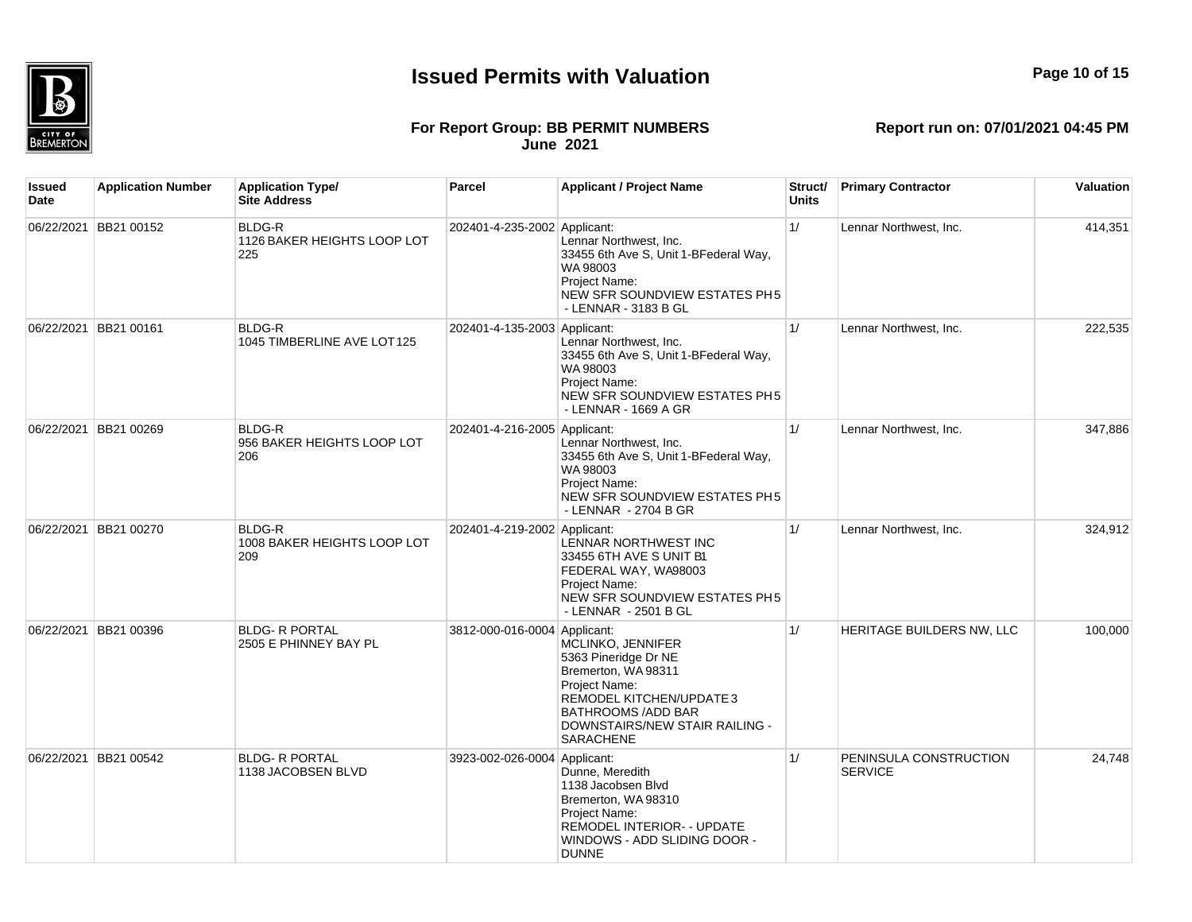# Issued Permits with Valuation

**For Report Group: BB PERMIT NUMBERS**
**June 2021**

**Report run on: 07/01/2021 04:45 PM**

| Issued Date | Application Number | Application Type/ Site Address | Parcel | Applicant / Project Name | Struct/ Units | Primary Contractor | Valuation |
|---|---|---|---|---|---|---|---|
| 06/22/2021 | BB21 00152 | BLDG-R<br>1126 BAKER HEIGHTS LOOP LOT 225 | 202401-4-235-2002 | Applicant:<br>Lennar Northwest, Inc.<br>33455 6th Ave S, Unit 1-BFederal Way, WA 98003<br>Project Name:<br>NEW SFR SOUNDVIEW ESTATES PH5 - LENNAR - 3183 B GL | 1/ | Lennar Northwest, Inc. | 414,351 |
| 06/22/2021 | BB21 00161 | BLDG-R<br>1045 TIMBERLINE AVE LOT 125 | 202401-4-135-2003 | Applicant:<br>Lennar Northwest, Inc.<br>33455 6th Ave S, Unit 1-BFederal Way, WA 98003<br>Project Name:<br>NEW SFR SOUNDVIEW ESTATES PH5 - LENNAR - 1669 A GR | 1/ | Lennar Northwest, Inc. | 222,535 |
| 06/22/2021 | BB21 00269 | BLDG-R<br>956 BAKER HEIGHTS LOOP LOT 206 | 202401-4-216-2005 | Applicant:<br>Lennar Northwest, Inc.<br>33455 6th Ave S, Unit 1-BFederal Way, WA 98003<br>Project Name:<br>NEW SFR SOUNDVIEW ESTATES PH5 - LENNAR - 2704 B GR | 1/ | Lennar Northwest, Inc. | 347,886 |
| 06/22/2021 | BB21 00270 | BLDG-R<br>1008 BAKER HEIGHTS LOOP LOT 209 | 202401-4-219-2002 | Applicant:<br>LENNAR NORTHWEST INC<br>33455 6TH AVE S UNIT B1<br>FEDERAL WAY, WA98003<br>Project Name:<br>NEW SFR SOUNDVIEW ESTATES PH5 - LENNAR - 2501 B GL | 1/ | Lennar Northwest, Inc. | 324,912 |
| 06/22/2021 | BB21 00396 | BLDG- R PORTAL<br>2505 E PHINNEY BAY PL | 3812-000-016-0004 | Applicant:<br>MCLINKO, JENNIFER<br>5363 Pineridge Dr NE<br>Bremerton, WA 98311<br>Project Name:<br>REMODEL KITCHEN/UPDATE 3 BATHROOMS /ADD BAR DOWNSTAIRS/NEW STAIR RAILING - SARACHENE | 1/ | HERITAGE BUILDERS NW, LLC | 100,000 |
| 06/22/2021 | BB21 00542 | BLDG- R PORTAL<br>1138 JACOBSEN BLVD | 3923-002-026-0004 | Applicant:<br>Dunne, Meredith<br>1138 Jacobsen Blvd<br>Bremerton, WA 98310<br>Project Name:<br>REMODEL INTERIOR- - UPDATE WINDOWS - ADD SLIDING DOOR - DUNNE | 1/ | PENINSULA CONSTRUCTION SERVICE | 24,748 |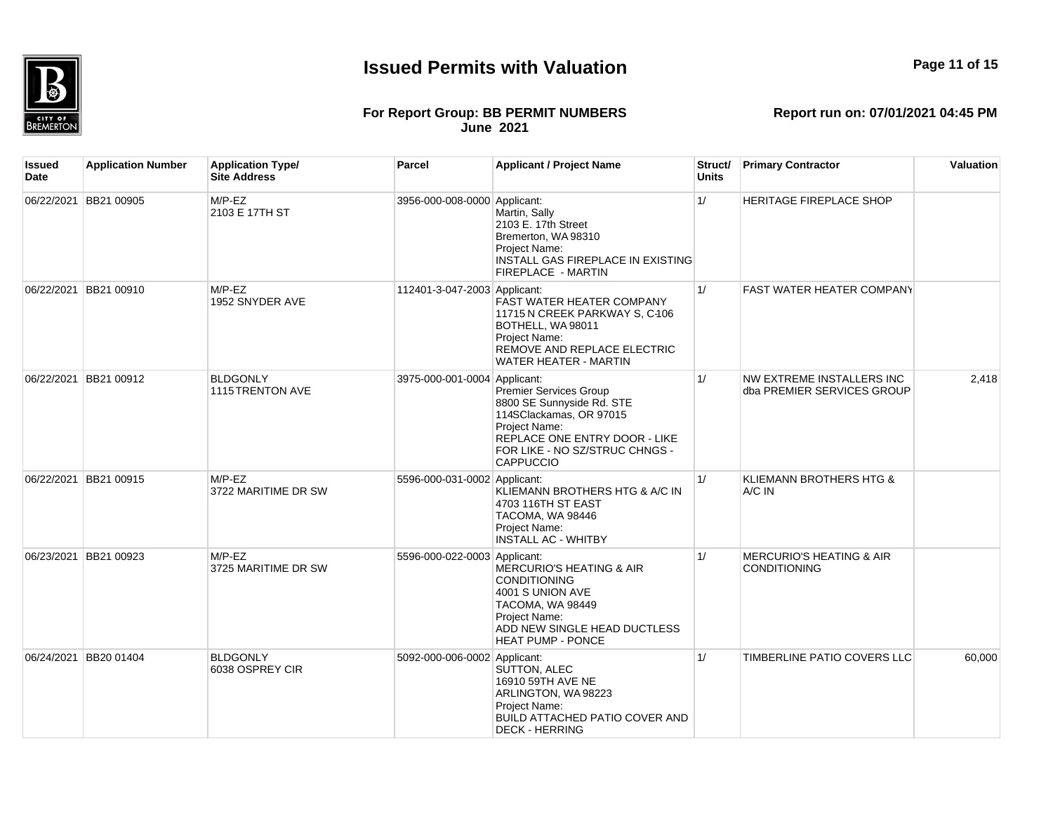# Issued Permits with Valuation

**For Report Group: BB PERMIT NUMBERS**
**June 2021**

**Report run on: 07/01/2021 04:45 PM**

| Issued Date | Application Number | Application Type/ Site Address | Parcel | Applicant / Project Name | Struct/ Units | Primary Contractor | Valuation |
|---|---|---|---|---|---|---|---|
| 06/22/2021 | BB21 00905 | M/P-EZ<br>2103 E 17TH ST | 3956-000-008-0000 | Applicant:<br>Martin, Sally<br>2103 E. 17th Street<br>Bremerton, WA 98310<br>Project Name:<br>INSTALL GAS FIREPLACE IN EXISTING FIREPLACE - MARTIN | 1/ | HERITAGE FIREPLACE SHOP | |
| 06/22/2021 | BB21 00910 | M/P-EZ<br>1952 SNYDER AVE | 112401-3-047-2003 | Applicant:<br>FAST WATER HEATER COMPANY<br>11715 N CREEK PARKWAY S, C-106<br>BOTHELL, WA 98011<br>Project Name:<br>REMOVE AND REPLACE ELECTRIC WATER HEATER - MARTIN | 1/ | FAST WATER HEATER COMPANY | |
| 06/22/2021 | BB21 00912 | BLDGONLY<br>1115 TRENTON AVE | 3975-000-001-0004 | Applicant:<br>Premier Services Group<br>8800 SE Sunnyside Rd. STE 114SClackamas, OR 97015<br>Project Name:<br>REPLACE ONE ENTRY DOOR - LIKE FOR LIKE - NO SZ/STRUC CHNGS - CAPPUCCIO | 1/ | NW EXTREME INSTALLERS INC dba PREMIER SERVICES GROUP | 2,418 |
| 06/22/2021 | BB21 00915 | M/P-EZ<br>3722 MARITIME DR SW | 5596-000-031-0002 | Applicant:<br>KLIEMANN BROTHERS HTG & A/C IN<br>4703 116TH ST EAST<br>TACOMA, WA 98446<br>Project Name:<br>INSTALL AC - WHITBY | 1/ | KLIEMANN BROTHERS HTG & A/C IN | |
| 06/23/2021 | BB21 00923 | M/P-EZ<br>3725 MARITIME DR SW | 5596-000-022-0003 | Applicant:<br>MERCURIO'S HEATING & AIR CONDITIONING<br>4001 S UNION AVE<br>TACOMA, WA 98449<br>Project Name:<br>ADD NEW SINGLE HEAD DUCTLESS HEAT PUMP - PONCE | 1/ | MERCURIO'S HEATING & AIR CONDITIONING | |
| 06/24/2021 | BB20 01404 | BLDGONLY<br>6038 OSPREY CIR | 5092-000-006-0002 | Applicant:<br>SUTTON, ALEC<br>16910 59TH AVE NE<br>ARLINGTON, WA 98223<br>Project Name:<br>BUILD ATTACHED PATIO COVER AND DECK - HERRING | 1/ | TIMBERLINE PATIO COVERS LLC | 60,000 |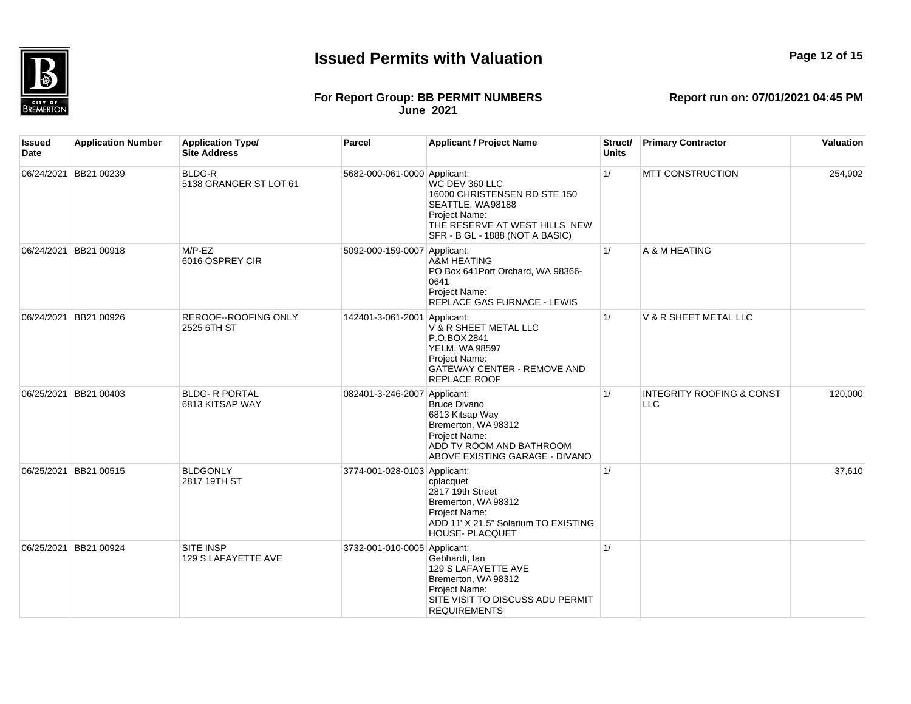# Issued Permits with Valuation

**For Report Group: BB PERMIT NUMBERS**
**June 2021**

**Report run on: 07/01/2021 04:45 PM**

| Issued Date | Application Number | Application Type/ Site Address | Parcel | Applicant / Project Name | Struct/ Units | Primary Contractor | Valuation |
|---|---|---|---|---|---|---|---|
| 06/24/2021 | BB21 00239 | BLDG-R<br>5138 GRANGER ST LOT 61 | 5682-000-061-0000 | Applicant:<br>WC DEV 360 LLC<br>16000 CHRISTENSEN RD STE 150<br>SEATTLE, WA 98188<br>Project Name:<br>THE RESERVE AT WEST HILLS NEW SFR - B GL - 1888 (NOT A BASIC) | 1/ | MTT CONSTRUCTION | 254,902 |
| 06/24/2021 | BB21 00918 | M/P-EZ<br>6016 OSPREY CIR | 5092-000-159-0007 | Applicant:<br>A&M HEATING<br>PO Box 641Port Orchard, WA 98366-0641<br>Project Name:<br>REPLACE GAS FURNACE - LEWIS | 1/ | A & M HEATING | |
| 06/24/2021 | BB21 00926 | REROOF--ROOFING ONLY<br>2525 6TH ST | 142401-3-061-2001 | Applicant:<br>V & R SHEET METAL LLC<br>P.O.BOX 2841<br>YELM, WA 98597<br>Project Name:<br>GATEWAY CENTER - REMOVE AND REPLACE ROOF | 1/ | V & R SHEET METAL LLC | |
| 06/25/2021 | BB21 00403 | BLDG- R PORTAL<br>6813 KITSAP WAY | 082401-3-246-2007 | Applicant:<br>Bruce Divano<br>6813 Kitsap Way<br>Bremerton, WA 98312<br>Project Name:<br>ADD TV ROOM AND BATHROOM ABOVE EXISTING GARAGE - DIVANO | 1/ | INTEGRITY ROOFING & CONST LLC | 120,000 |
| 06/25/2021 | BB21 00515 | BLDGONLY<br>2817 19TH ST | 3774-001-028-0103 | Applicant:<br>cplacquet<br>2817 19th Street<br>Bremerton, WA 98312<br>Project Name:<br>ADD 11' X 21.5" Solarium TO EXISTING HOUSE- PLACQUET | 1/ | | 37,610 |
| 06/25/2021 | BB21 00924 | SITE INSP<br>129 S LAFAYETTE AVE | 3732-001-010-0005 | Applicant:<br>Gebhardt, Ian<br>129 S LAFAYETTE AVE<br>Bremerton, WA 98312<br>Project Name:<br>SITE VISIT TO DISCUSS ADU PERMIT REQUIREMENTS | 1/ | | |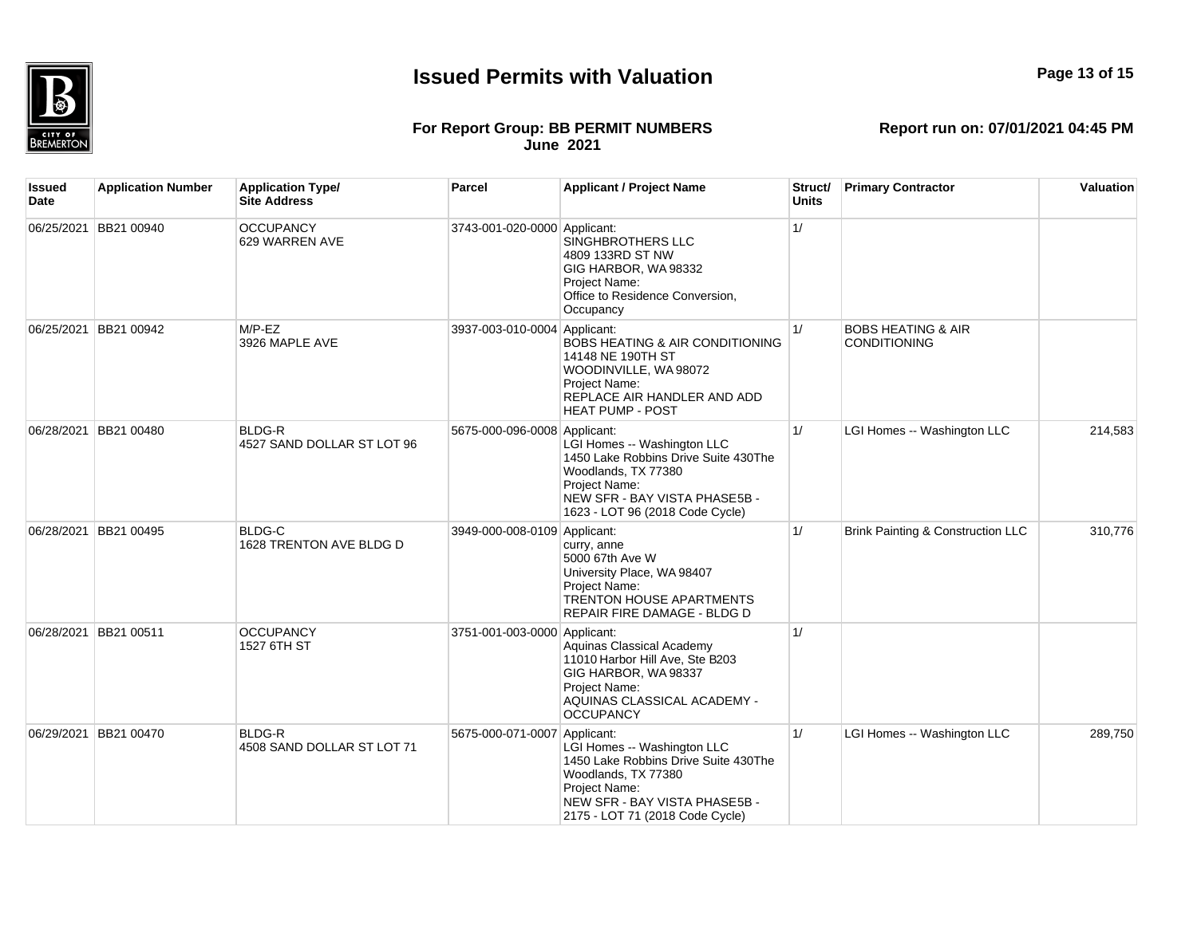# Issued Permits with Valuation

**For Report Group: BB PERMIT NUMBERS**
**June 2021**

**Report run on: 07/01/2021 04:45 PM**

| Issued Date | Application Number | Application Type/ Site Address | Parcel | Applicant / Project Name | Struct/ Units | Primary Contractor | Valuation |
|---|---|---|---|---|---|---|---|
| 06/25/2021 | BB21 00940 | OCCUPANCY<br>629 WARREN AVE | 3743-001-020-0000 | Applicant:<br>SINGHBROTHERS LLC<br>4809 133RD ST NW<br>GIG HARBOR, WA 98332<br>Project Name:<br>Office to Residence Conversion, Occupancy | 1/ | | |
| 06/25/2021 | BB21 00942 | M/P-EZ<br>3926 MAPLE AVE | 3937-003-010-0004 | Applicant:<br>BOBS HEATING & AIR CONDITIONING<br>14148 NE 190TH ST<br>WOODINVILLE, WA 98072<br>Project Name:<br>REPLACE AIR HANDLER AND ADD HEAT PUMP - POST | 1/ | BOBS HEATING & AIR CONDITIONING | |
| 06/28/2021 | BB21 00480 | BLDG-R<br>4527 SAND DOLLAR ST LOT 96 | 5675-000-096-0008 | Applicant:<br>LGI Homes -- Washington LLC<br>1450 Lake Robbins Drive Suite 430The Woodlands, TX 77380<br>Project Name:<br>NEW SFR - BAY VISTA PHASE5B - 1623 - LOT 96 (2018 Code Cycle) | 1/ | LGI Homes -- Washington LLC | 214,583 |
| 06/28/2021 | BB21 00495 | BLDG-C<br>1628 TRENTON AVE BLDG D | 3949-000-008-0109 | Applicant:<br>curry, anne<br>5000 67th Ave W<br>University Place, WA 98407<br>Project Name:<br>TRENTON HOUSE APARTMENTS REPAIR FIRE DAMAGE - BLDG D | 1/ | Brink Painting & Construction LLC | 310,776 |
| 06/28/2021 | BB21 00511 | OCCUPANCY<br>1527 6TH ST | 3751-001-003-0000 | Applicant:<br>Aquinas Classical Academy<br>11010 Harbor Hill Ave, Ste B203<br>GIG HARBOR, WA 98337<br>Project Name:<br>AQUINAS CLASSICAL ACADEMY - OCCUPANCY | 1/ | | |
| 06/29/2021 | BB21 00470 | BLDG-R<br>4508 SAND DOLLAR ST LOT 71 | 5675-000-071-0007 | Applicant:<br>LGI Homes -- Washington LLC<br>1450 Lake Robbins Drive Suite 430The Woodlands, TX 77380<br>Project Name:<br>NEW SFR - BAY VISTA PHASE5B - 2175 - LOT 71 (2018 Code Cycle) | 1/ | LGI Homes -- Washington LLC | 289,750 |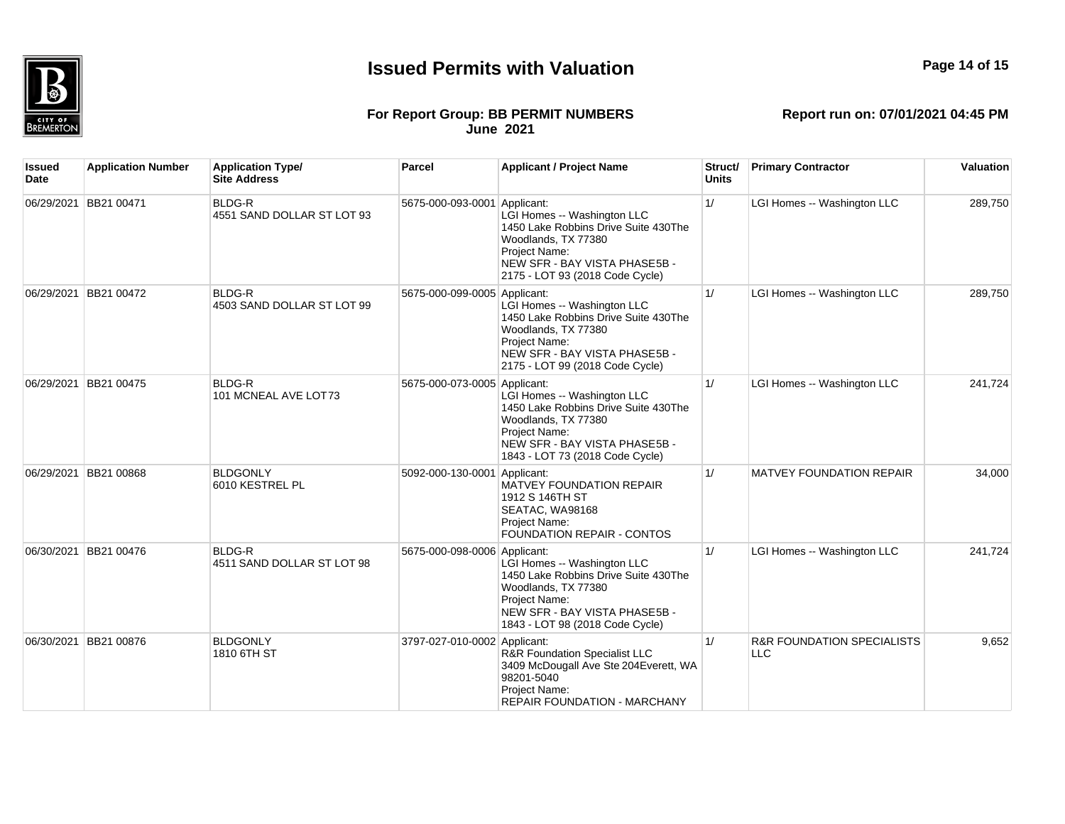# Issued Permits with Valuation

**For Report Group: BB PERMIT NUMBERS**
**June 2021**

**Report run on: 07/01/2021 04:45 PM**

| Issued Date | Application Number | Application Type/ Site Address | Parcel | Applicant / Project Name | Struct/ Units | Primary Contractor | Valuation |
|---|---|---|---|---|---|---|---|
| 06/29/2021 | BB21 00471 | BLDG-R<br>4551 SAND DOLLAR ST LOT 93 | 5675-000-093-0001 | Applicant:<br>LGI Homes -- Washington LLC<br>1450 Lake Robbins Drive Suite 430The Woodlands, TX 77380<br>Project Name:<br>NEW SFR - BAY VISTA PHASE5B - 2175 - LOT 93 (2018 Code Cycle) | 1/ | LGI Homes -- Washington LLC | 289,750 |
| 06/29/2021 | BB21 00472 | BLDG-R<br>4503 SAND DOLLAR ST LOT 99 | 5675-000-099-0005 | Applicant:<br>LGI Homes -- Washington LLC<br>1450 Lake Robbins Drive Suite 430The Woodlands, TX 77380<br>Project Name:<br>NEW SFR - BAY VISTA PHASE5B - 2175 - LOT 99 (2018 Code Cycle) | 1/ | LGI Homes -- Washington LLC | 289,750 |
| 06/29/2021 | BB21 00475 | BLDG-R<br>101 MCNEAL AVE LOT73 | 5675-000-073-0005 | Applicant:<br>LGI Homes -- Washington LLC<br>1450 Lake Robbins Drive Suite 430The Woodlands, TX 77380<br>Project Name:<br>NEW SFR - BAY VISTA PHASE5B - 1843 - LOT 73 (2018 Code Cycle) | 1/ | LGI Homes -- Washington LLC | 241,724 |
| 06/29/2021 | BB21 00868 | BLDGONLY<br>6010 KESTREL PL | 5092-000-130-0001 | Applicant:<br>MATVEY FOUNDATION REPAIR<br>1912 S 146TH ST<br>SEATAC, WA98168<br>Project Name:<br>FOUNDATION REPAIR - CONTOS | 1/ | MATVEY FOUNDATION REPAIR | 34,000 |
| 06/30/2021 | BB21 00476 | BLDG-R<br>4511 SAND DOLLAR ST LOT 98 | 5675-000-098-0006 | Applicant:<br>LGI Homes -- Washington LLC<br>1450 Lake Robbins Drive Suite 430The Woodlands, TX 77380<br>Project Name:<br>NEW SFR - BAY VISTA PHASE5B - 1843 - LOT 98 (2018 Code Cycle) | 1/ | LGI Homes -- Washington LLC | 241,724 |
| 06/30/2021 | BB21 00876 | BLDGONLY<br>1810 6TH ST | 3797-027-010-0002 | Applicant:<br>R&R Foundation Specialist LLC<br>3409 McDougall Ave Ste 204Everett, WA 98201-5040<br>Project Name:<br>REPAIR FOUNDATION - MARCHANY | 1/ | R&R FOUNDATION SPECIALISTS LLC | 9,652 |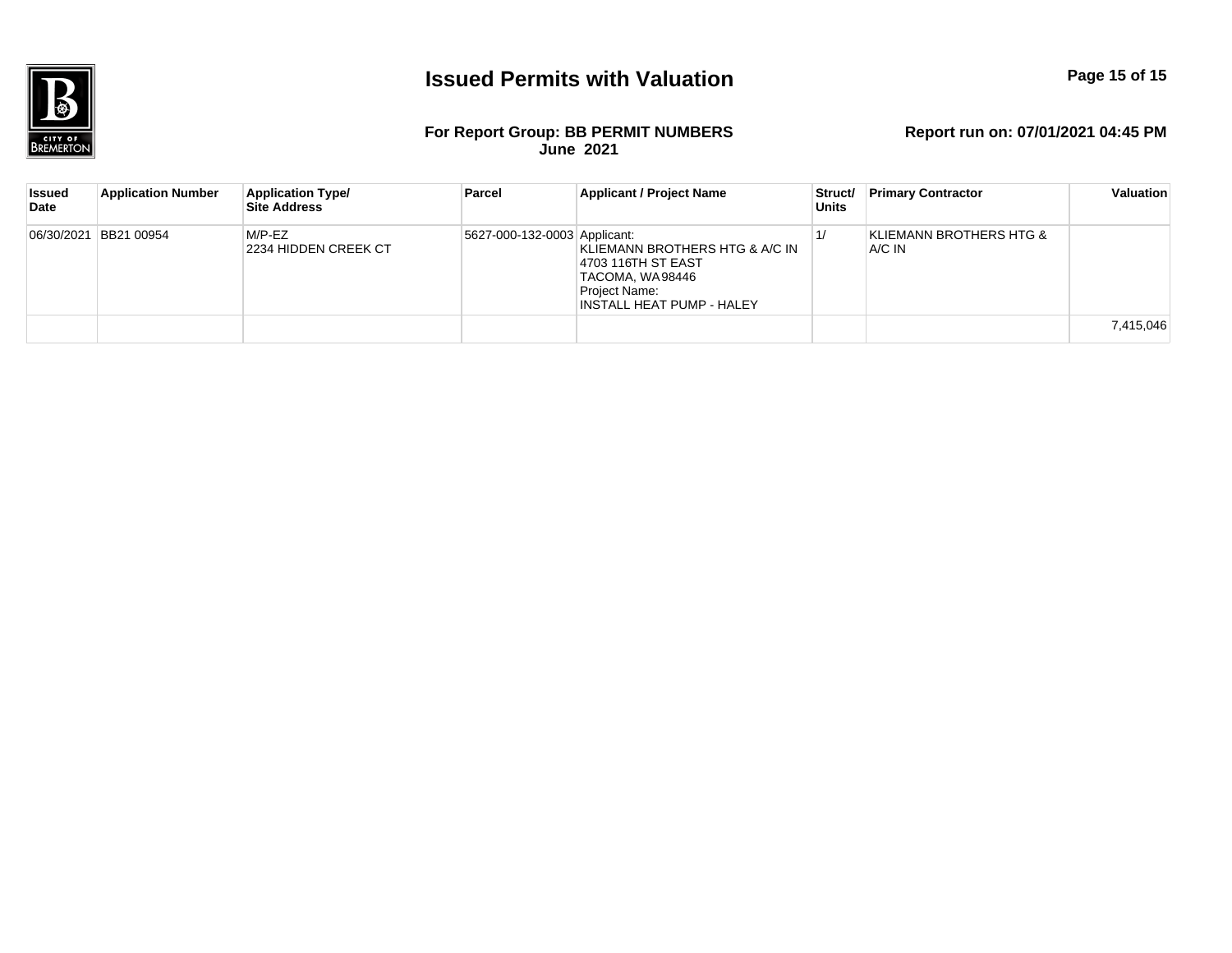# Issued Permits with Valuation

**For Report Group: BB PERMIT NUMBERS**
**June 2021**

**Report run on: 07/01/2021 04:45 PM**

| Issued Date | Application Number | Application Type/ Site Address | Parcel | Applicant / Project Name | Struct/ Units | Primary Contractor | Valuation |
|---|---|---|---|---|---|---|---|
| 06/30/2021 | BB21 00954 | M/P-EZ<br>2234 HIDDEN CREEK CT | 5627-000-132-0003 | Applicant:<br>KLIEMANN BROTHERS HTG & A/C IN<br>4703 116TH ST EAST<br>TACOMA, WA 98446<br>Project Name:<br>INSTALL HEAT PUMP - HALEY | 1/ | KLIEMANN BROTHERS HTG & A/C IN | |
| | | | | | | | 7,415,046 |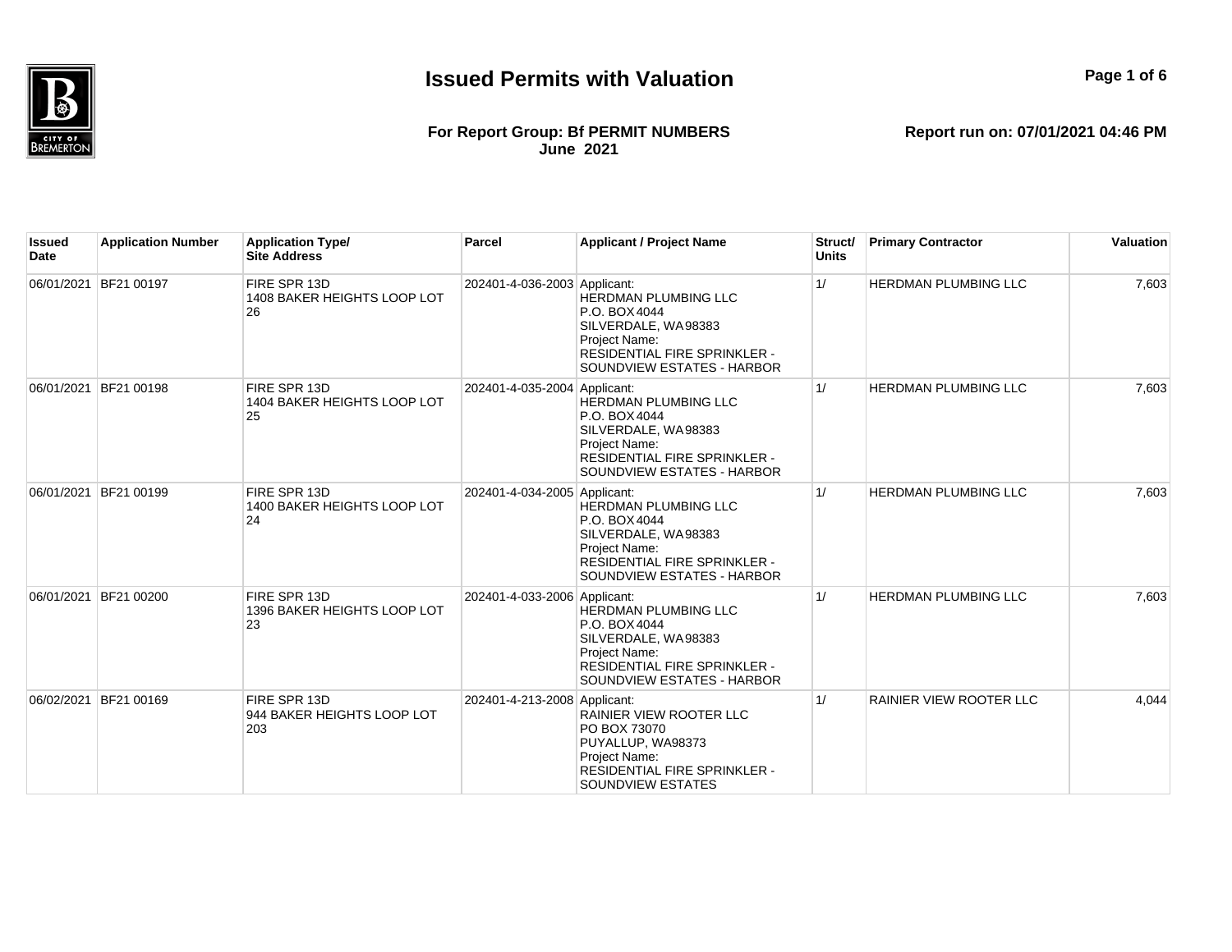# Issued Permits with Valuation

**For Report Group: Bf PERMIT NUMBERS**
**June 2021**

**Report run on: 07/01/2021 04:46 PM**

| Issued Date | Application Number | Application Type/ Site Address | Parcel | Applicant / Project Name | Struct/ Units | Primary Contractor | Valuation |
|---|---|---|---|---|---|---|---|
| 06/01/2021 | BF21 00197 | FIRE SPR 13D<br>1408 BAKER HEIGHTS LOOP LOT 26 | 202401-4-036-2003 | Applicant:<br>HERDMAN PLUMBING LLC<br>P.O. BOX 4044<br>SILVERDALE, WA 98383<br>Project Name:<br>RESIDENTIAL FIRE SPRINKLER - SOUNDVIEW ESTATES - HARBOR | 1/ | HERDMAN PLUMBING LLC | 7,603 |
| 06/01/2021 | BF21 00198 | FIRE SPR 13D<br>1404 BAKER HEIGHTS LOOP LOT 25 | 202401-4-035-2004 | Applicant:<br>HERDMAN PLUMBING LLC<br>P.O. BOX 4044<br>SILVERDALE, WA 98383<br>Project Name:<br>RESIDENTIAL FIRE SPRINKLER - SOUNDVIEW ESTATES - HARBOR | 1/ | HERDMAN PLUMBING LLC | 7,603 |
| 06/01/2021 | BF21 00199 | FIRE SPR 13D<br>1400 BAKER HEIGHTS LOOP LOT 24 | 202401-4-034-2005 | Applicant:<br>HERDMAN PLUMBING LLC<br>P.O. BOX 4044<br>SILVERDALE, WA 98383<br>Project Name:<br>RESIDENTIAL FIRE SPRINKLER - SOUNDVIEW ESTATES - HARBOR | 1/ | HERDMAN PLUMBING LLC | 7,603 |
| 06/01/2021 | BF21 00200 | FIRE SPR 13D<br>1396 BAKER HEIGHTS LOOP LOT 23 | 202401-4-033-2006 | Applicant:<br>HERDMAN PLUMBING LLC<br>P.O. BOX 4044<br>SILVERDALE, WA 98383<br>Project Name:<br>RESIDENTIAL FIRE SPRINKLER - SOUNDVIEW ESTATES - HARBOR | 1/ | HERDMAN PLUMBING LLC | 7,603 |
| 06/02/2021 | BF21 00169 | FIRE SPR 13D<br>944 BAKER HEIGHTS LOOP LOT 203 | 202401-4-213-2008 | Applicant:<br>RAINIER VIEW ROOTER LLC<br>PO BOX 73070<br>PUYALLUP, WA 98373<br>Project Name:<br>RESIDENTIAL FIRE SPRINKLER - SOUNDVIEW ESTATES | 1/ | RAINIER VIEW ROOTER LLC | 4,044 |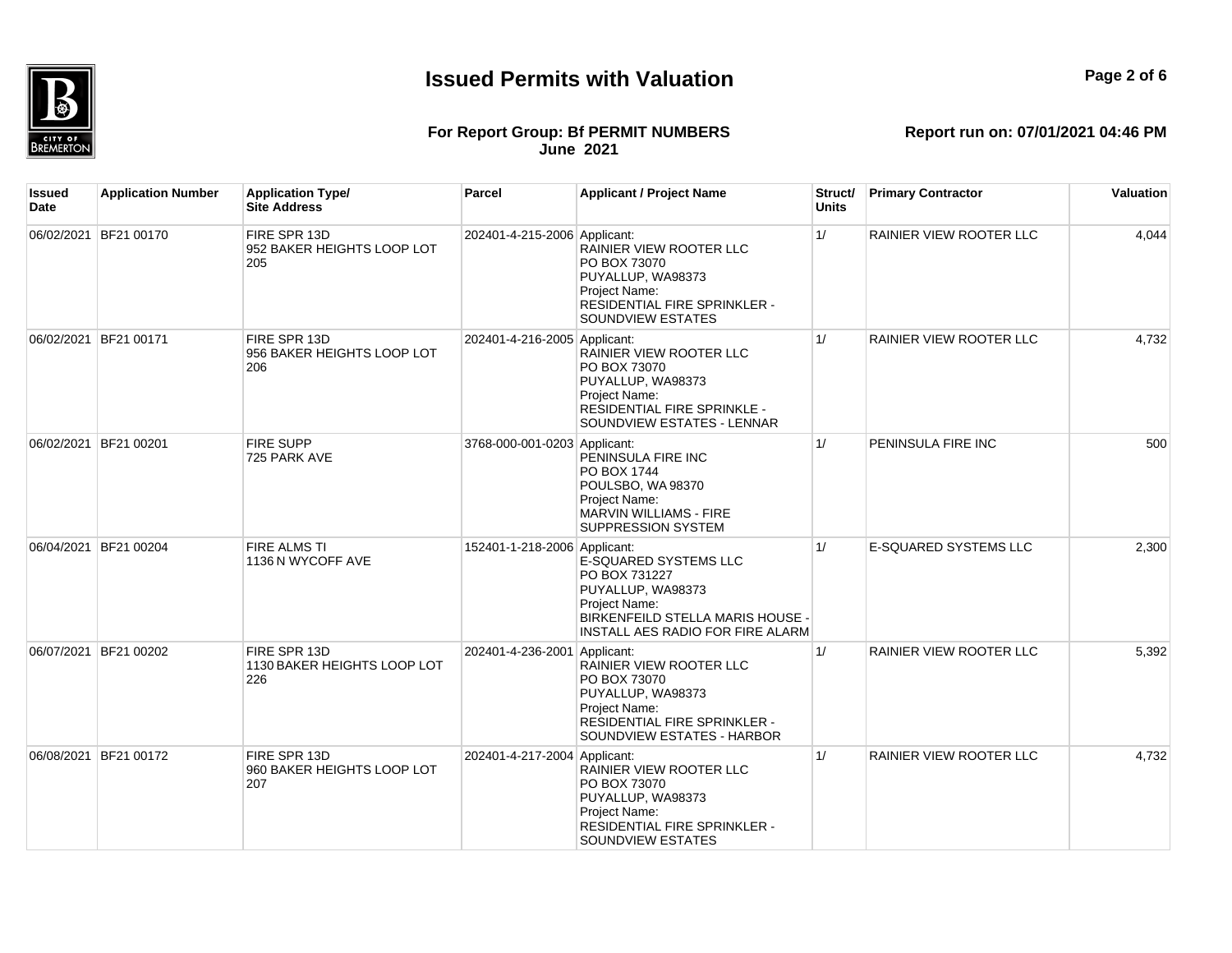# Issued Permits with Valuation

**For Report Group: Bf PERMIT NUMBERS**
**June 2021**

**Report run on: 07/01/2021 04:46 PM**

| Issued Date | Application Number | Application Type/ Site Address | Parcel | Applicant / Project Name | Struct/ Units | Primary Contractor | Valuation |
|---|---|---|---|---|---|---|---|
| 06/02/2021 | BF21 00170 | FIRE SPR 13D<br>952 BAKER HEIGHTS LOOP LOT 205 | 202401-4-215-2006 | Applicant:<br>RAINIER VIEW ROOTER LLC<br>PO BOX 73070<br>PUYALLUP, WA98373<br>Project Name:<br>RESIDENTIAL FIRE SPRINKLER - SOUNDVIEW ESTATES | 1/ | RAINIER VIEW ROOTER LLC | 4,044 |
| 06/02/2021 | BF21 00171 | FIRE SPR 13D<br>956 BAKER HEIGHTS LOOP LOT 206 | 202401-4-216-2005 | Applicant:<br>RAINIER VIEW ROOTER LLC<br>PO BOX 73070<br>PUYALLUP, WA98373<br>Project Name:<br>RESIDENTIAL FIRE SPRINKLE - SOUNDVIEW ESTATES - LENNAR | 1/ | RAINIER VIEW ROOTER LLC | 4,732 |
| 06/02/2021 | BF21 00201 | FIRE SUPP<br>725 PARK AVE | 3768-000-001-0203 | Applicant:<br>PENINSULA FIRE INC<br>PO BOX 1744<br>POULSBO, WA 98370<br>Project Name:<br>MARVIN WILLIAMS - FIRE SUPPRESSION SYSTEM | 1/ | PENINSULA FIRE INC | 500 |
| 06/04/2021 | BF21 00204 | FIRE ALMS TI<br>1136 N WYCOFF AVE | 152401-1-218-2006 | Applicant:<br>E-SQUARED SYSTEMS LLC<br>PO BOX 731227<br>PUYALLUP, WA98373<br>Project Name:<br>BIRKENFEILD STELLA MARIS HOUSE - INSTALL AES RADIO FOR FIRE ALARM | 1/ | E-SQUARED SYSTEMS LLC | 2,300 |
| 06/07/2021 | BF21 00202 | FIRE SPR 13D<br>1130 BAKER HEIGHTS LOOP LOT 226 | 202401-4-236-2001 | Applicant:<br>RAINIER VIEW ROOTER LLC<br>PO BOX 73070<br>PUYALLUP, WA98373<br>Project Name:<br>RESIDENTIAL FIRE SPRINKLER - SOUNDVIEW ESTATES - HARBOR | 1/ | RAINIER VIEW ROOTER LLC | 5,392 |
| 06/08/2021 | BF21 00172 | FIRE SPR 13D<br>960 BAKER HEIGHTS LOOP LOT 207 | 202401-4-217-2004 | Applicant:<br>RAINIER VIEW ROOTER LLC<br>PO BOX 73070<br>PUYALLUP, WA98373<br>Project Name:<br>RESIDENTIAL FIRE SPRINKLER - SOUNDVIEW ESTATES | 1/ | RAINIER VIEW ROOTER LLC | 4,732 |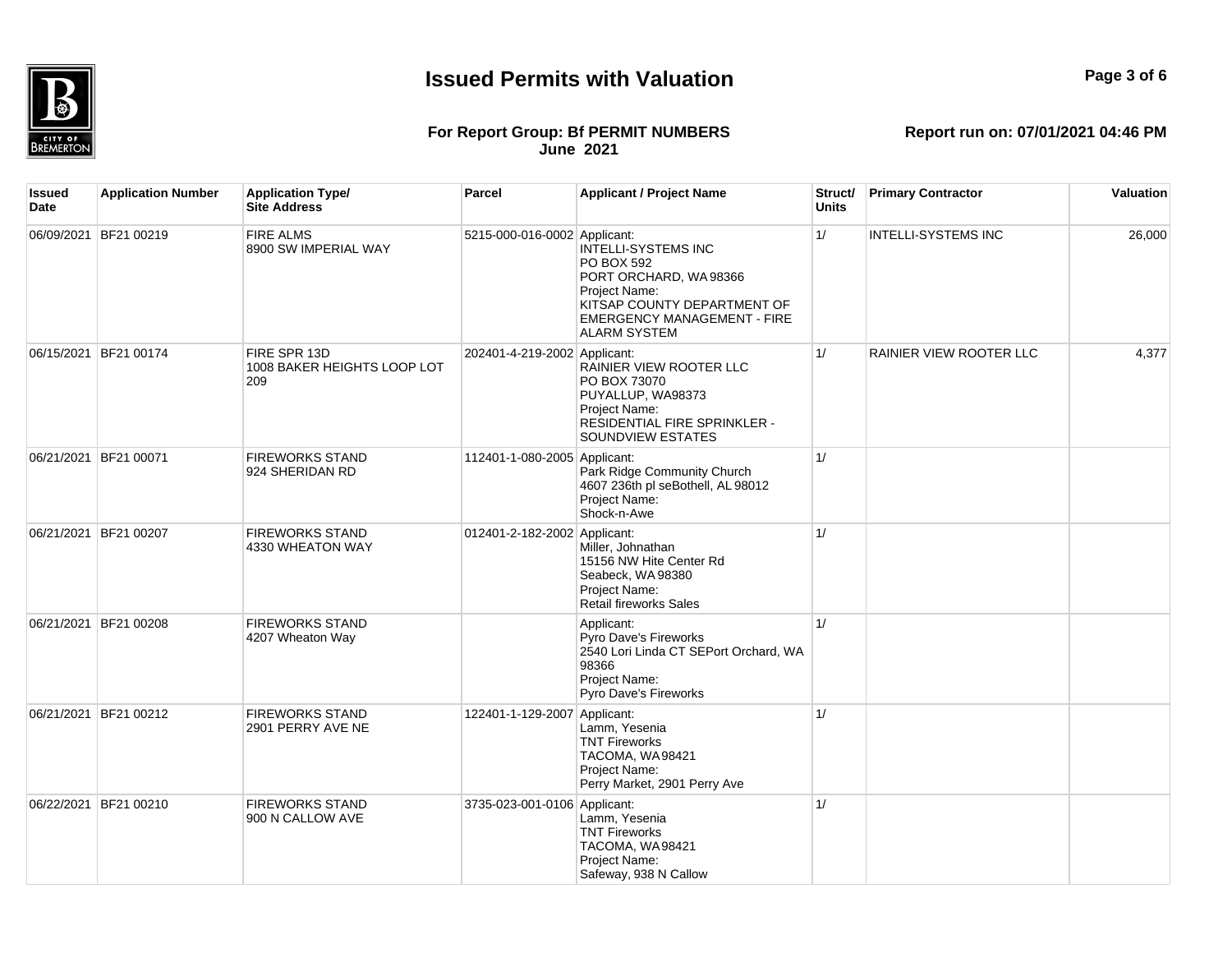# Issued Permits with Valuation

**For Report Group: Bf PERMIT NUMBERS**
**June 2021**

**Report run on: 07/01/2021 04:46 PM**

| Issued Date | Application Number | Application Type/ Site Address | Parcel | Applicant / Project Name | Struct/ Units | Primary Contractor | Valuation |
|---|---|---|---|---|---|---|---|
| 06/09/2021 | BF21 00219 | FIRE ALMS<br>8900 SW IMPERIAL WAY | 5215-000-016-0002 | Applicant:<br>INTELLI-SYSTEMS INC<br>PO BOX 592<br>PORT ORCHARD, WA 98366<br>Project Name:<br>KITSAP COUNTY DEPARTMENT OF EMERGENCY MANAGEMENT - FIRE ALARM SYSTEM | 1/ | INTELLI-SYSTEMS INC | 26,000 |
| 06/15/2021 | BF21 00174 | FIRE SPR 13D<br>1008 BAKER HEIGHTS LOOP LOT 209 | 202401-4-219-2002 | Applicant:<br>RAINIER VIEW ROOTER LLC<br>PO BOX 73070<br>PUYALLUP, WA98373<br>Project Name:<br>RESIDENTIAL FIRE SPRINKLER - SOUNDVIEW ESTATES | 1/ | RAINIER VIEW ROOTER LLC | 4,377 |
| 06/21/2021 | BF21 00071 | FIREWORKS STAND<br>924 SHERIDAN RD | 112401-1-080-2005 | Applicant:<br>Park Ridge Community Church<br>4607 236th pl seBothell, AL 98012<br>Project Name:<br>Shock-n-Awe | 1/ | | |
| 06/21/2021 | BF21 00207 | FIREWORKS STAND<br>4330 WHEATON WAY | 012401-2-182-2002 | Applicant:<br>Miller, Johnathan<br>15156 NW Hite Center Rd<br>Seabeck, WA 98380<br>Project Name:<br>Retail fireworks Sales | 1/ | | |
| 06/21/2021 | BF21 00208 | FIREWORKS STAND<br>4207 Wheaton Way | | Applicant:<br>Pyro Dave's Fireworks<br>2540 Lori Linda CT SEPort Orchard, WA 98366<br>Project Name:<br>Pyro Dave's Fireworks | 1/ | | |
| 06/21/2021 | BF21 00212 | FIREWORKS STAND<br>2901 PERRY AVE NE | 122401-1-129-2007 | Applicant:<br>Lamm, Yesenia<br>TNT Fireworks<br>TACOMA, WA98421<br>Project Name:<br>Perry Market, 2901 Perry Ave | 1/ | | |
| 06/22/2021 | BF21 00210 | FIREWORKS STAND<br>900 N CALLOW AVE | 3735-023-001-0106 | Applicant:<br>Lamm, Yesenia<br>TNT Fireworks<br>TACOMA, WA98421<br>Project Name:<br>Safeway, 938 N Callow | 1/ | | |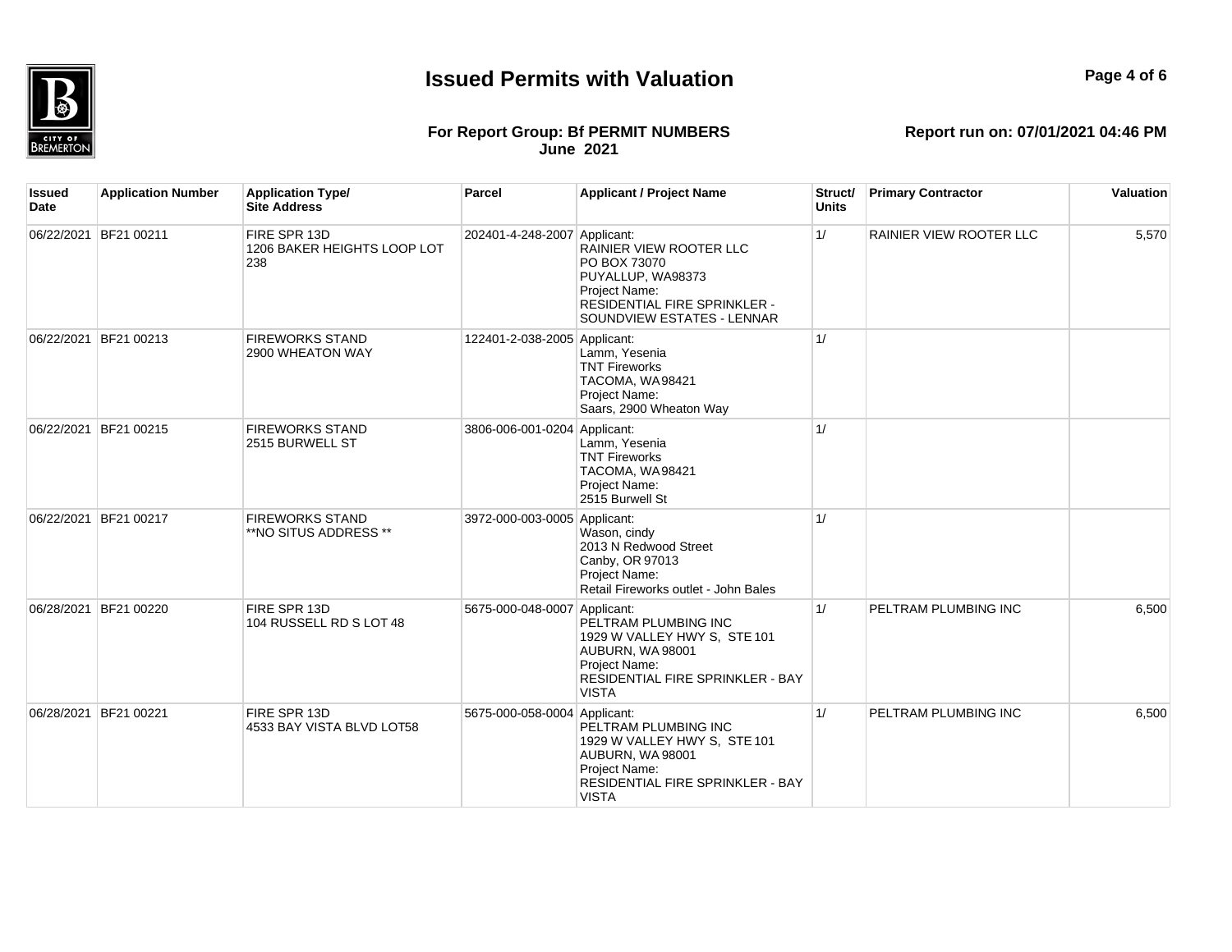# Issued Permits with Valuation

**For Report Group: Bf PERMIT NUMBERS**
**June 2021**

**Report run on: 07/01/2021 04:46 PM**

| Issued Date | Application Number | Application Type/ Site Address | Parcel | Applicant / Project Name | Struct/ Units | Primary Contractor | Valuation |
|---|---|---|---|---|---|---|---|
| 06/22/2021 | BF21 00211 | FIRE SPR 13D<br>1206 BAKER HEIGHTS LOOP LOT 238 | 202401-4-248-2007 | Applicant:<br>RAINIER VIEW ROOTER LLC<br>PO BOX 73070<br>PUYALLUP, WA98373<br>Project Name:<br>RESIDENTIAL FIRE SPRINKLER - SOUNDVIEW ESTATES - LENNAR | 1/ | RAINIER VIEW ROOTER LLC | 5,570 |
| 06/22/2021 | BF21 00213 | FIREWORKS STAND<br>2900 WHEATON WAY | 122401-2-038-2005 | Applicant:<br>Lamm, Yesenia<br>TNT Fireworks<br>TACOMA, WA 98421<br>Project Name:<br>Saars, 2900 Wheaton Way | 1/ | | |
| 06/22/2021 | BF21 00215 | FIREWORKS STAND<br>2515 BURWELL ST | 3806-006-001-0204 | Applicant:<br>Lamm, Yesenia<br>TNT Fireworks<br>TACOMA, WA 98421<br>Project Name:<br>2515 Burwell St | 1/ | | |
| 06/22/2021 | BF21 00217 | FIREWORKS STAND<br>**NO SITUS ADDRESS ** | 3972-000-003-0005 | Applicant:<br>Wason, cindy<br>2013 N Redwood Street<br>Canby, OR 97013<br>Project Name:<br>Retail Fireworks outlet - John Bales | 1/ | | |
| 06/28/2021 | BF21 00220 | FIRE SPR 13D<br>104 RUSSELL RD S LOT 48 | 5675-000-048-0007 | Applicant:<br>PELTRAM PLUMBING INC<br>1929 W VALLEY HWY S, STE 101<br>AUBURN, WA 98001<br>Project Name:<br>RESIDENTIAL FIRE SPRINKLER - BAY VISTA | 1/ | PELTRAM PLUMBING INC | 6,500 |
| 06/28/2021 | BF21 00221 | FIRE SPR 13D<br>4533 BAY VISTA BLVD LOT58 | 5675-000-058-0004 | Applicant:<br>PELTRAM PLUMBING INC<br>1929 W VALLEY HWY S, STE 101<br>AUBURN, WA 98001<br>Project Name:<br>RESIDENTIAL FIRE SPRINKLER - BAY VISTA | 1/ | PELTRAM PLUMBING INC | 6,500 |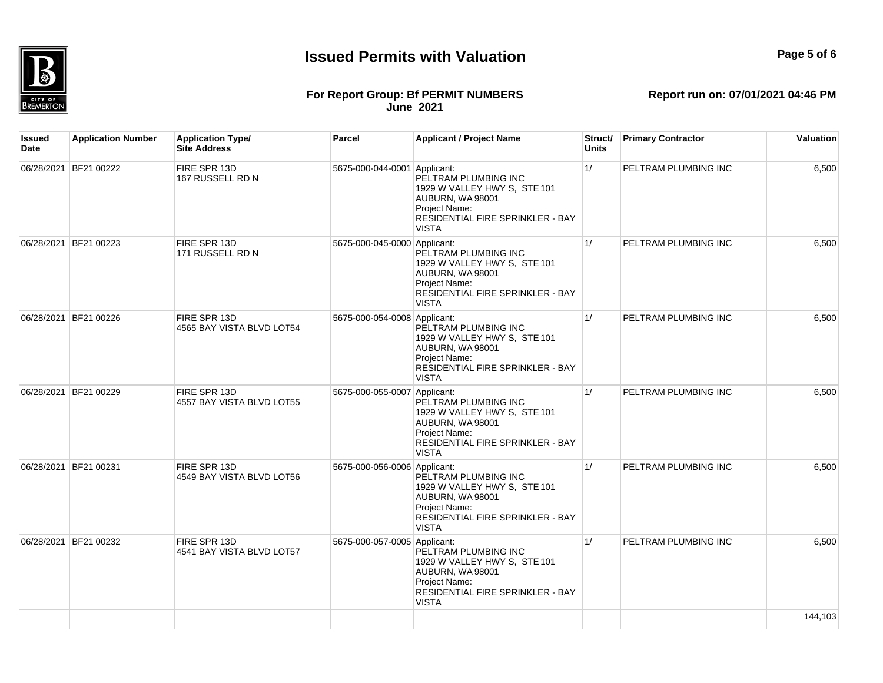# Issued Permits with Valuation

**For Report Group: Bf PERMIT NUMBERS**
**June 2021**

**Report run on: 07/01/2021 04:46 PM**

| Issued Date | Application Number | Application Type/ Site Address | Parcel | Applicant / Project Name | Struct/ Units | Primary Contractor | Valuation |
|---|---|---|---|---|---|---|---|
| 06/28/2021 | BF21 00222 | FIRE SPR 13D<br>167 RUSSELL RD N | 5675-000-044-0001 | Applicant:<br>PELTRAM PLUMBING INC<br>1929 W VALLEY HWY S, STE 101<br>AUBURN, WA 98001<br>Project Name:<br>RESIDENTIAL FIRE SPRINKLER - BAY VISTA | 1/ | PELTRAM PLUMBING INC | 6,500 |
| 06/28/2021 | BF21 00223 | FIRE SPR 13D<br>171 RUSSELL RD N | 5675-000-045-0000 | Applicant:<br>PELTRAM PLUMBING INC<br>1929 W VALLEY HWY S, STE 101<br>AUBURN, WA 98001<br>Project Name:<br>RESIDENTIAL FIRE SPRINKLER - BAY VISTA | 1/ | PELTRAM PLUMBING INC | 6,500 |
| 06/28/2021 | BF21 00226 | FIRE SPR 13D<br>4565 BAY VISTA BLVD LOT54 | 5675-000-054-0008 | Applicant:<br>PELTRAM PLUMBING INC<br>1929 W VALLEY HWY S, STE 101<br>AUBURN, WA 98001<br>Project Name:<br>RESIDENTIAL FIRE SPRINKLER - BAY VISTA | 1/ | PELTRAM PLUMBING INC | 6,500 |
| 06/28/2021 | BF21 00229 | FIRE SPR 13D<br>4557 BAY VISTA BLVD LOT55 | 5675-000-055-0007 | Applicant:<br>PELTRAM PLUMBING INC<br>1929 W VALLEY HWY S, STE 101<br>AUBURN, WA 98001<br>Project Name:<br>RESIDENTIAL FIRE SPRINKLER - BAY VISTA | 1/ | PELTRAM PLUMBING INC | 6,500 |
| 06/28/2021 | BF21 00231 | FIRE SPR 13D<br>4549 BAY VISTA BLVD LOT56 | 5675-000-056-0006 | Applicant:<br>PELTRAM PLUMBING INC<br>1929 W VALLEY HWY S, STE 101<br>AUBURN, WA 98001<br>Project Name:<br>RESIDENTIAL FIRE SPRINKLER - BAY VISTA | 1/ | PELTRAM PLUMBING INC | 6,500 |
| 06/28/2021 | BF21 00232 | FIRE SPR 13D<br>4541 BAY VISTA BLVD LOT57 | 5675-000-057-0005 | Applicant:<br>PELTRAM PLUMBING INC<br>1929 W VALLEY HWY S, STE 101<br>AUBURN, WA 98001<br>Project Name:<br>RESIDENTIAL FIRE SPRINKLER - BAY VISTA | 1/ | PELTRAM PLUMBING INC | 6,500 |
| | | | | | | | 144,103 |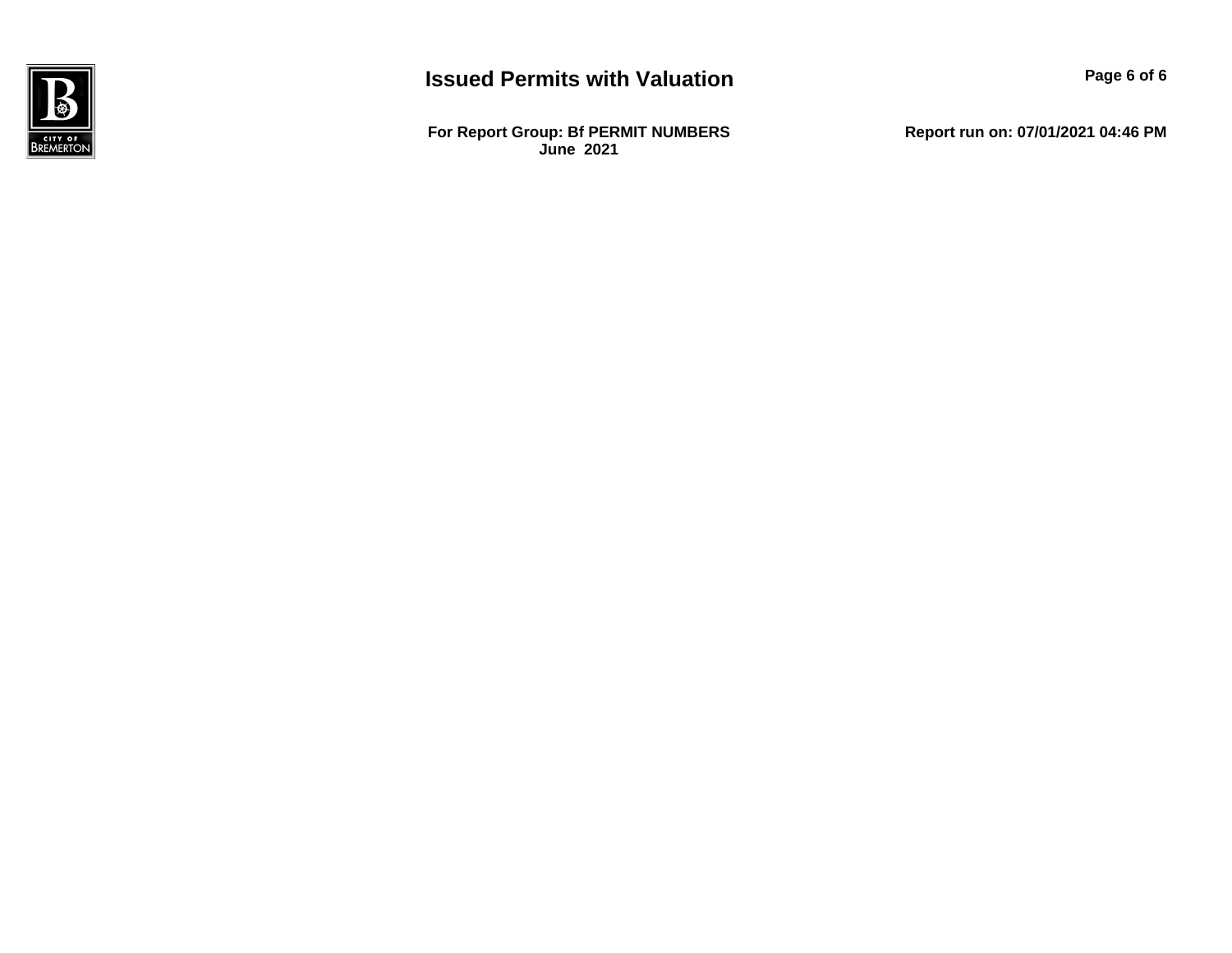# Issued Permits with Valuation

**For Report Group: Bf PERMIT NUMBERS**
**June 2021**

**Report run on: 07/01/2021 04:46 PM**